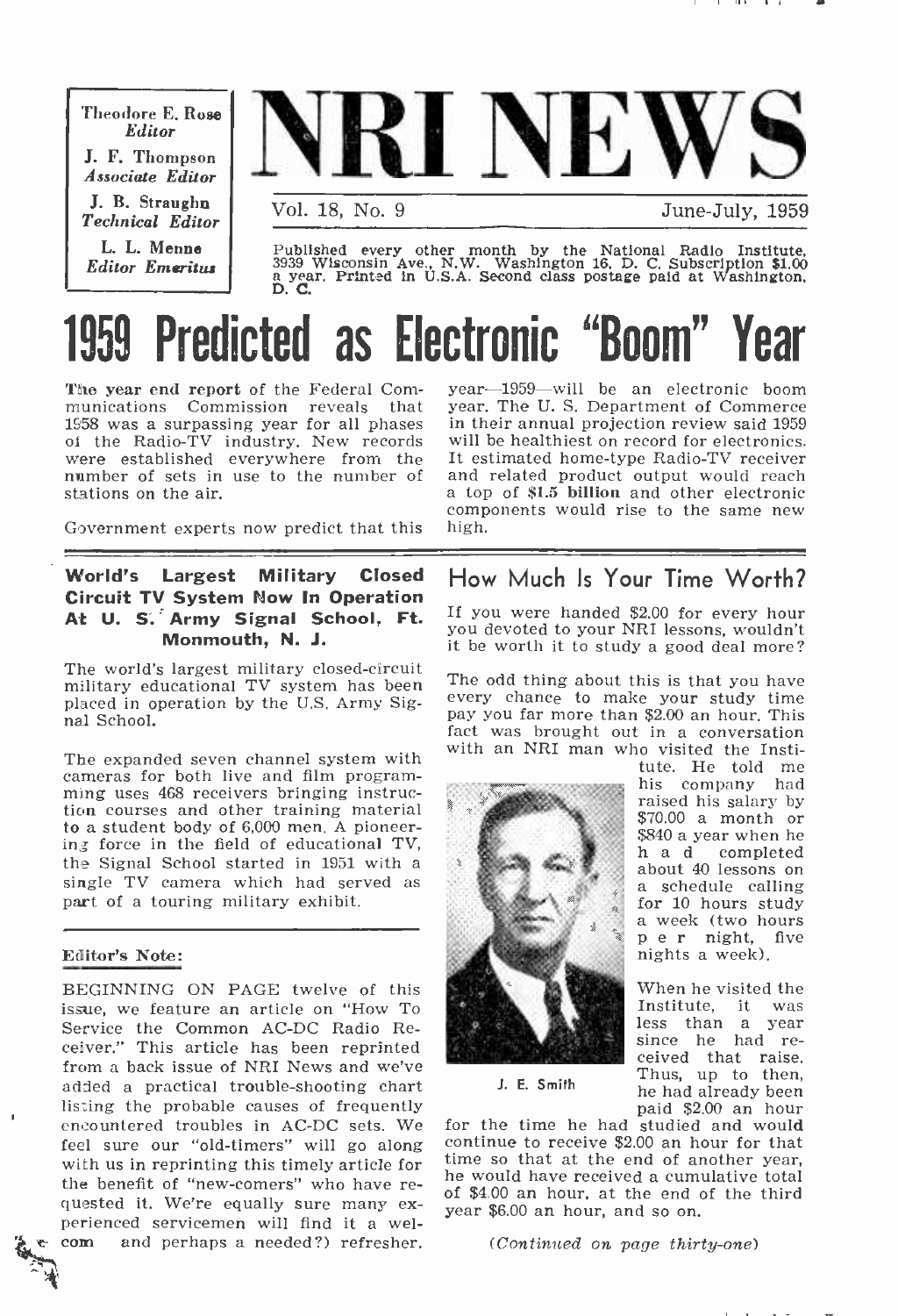Theodore E. Rose
*Editor*

J. F. Thompson
*Associate Editor*

J. B. Straughn
*Technical Editor*

L. L. Menne
*Editor Emeritus*

# NRI NEWS

Vol. 18, No. 9 June-July, 1959

Published every other month by the National Radio Institute, 3939 Wisconsin Ave., N.W. Washington 16, D. C. Subscription $1.00 a year. Printed in U.S.A. Second class postage paid at Washington, D. C.

# 1959 Predicted as Electronic "Boom" Year

**The year end report** of the Federal Communications Commission reveals that 1958 was a surpassing year for all phases of the Radio-TV industry. New records were established everywhere from the number of sets in use to the number of stations on the air.

Government experts now predict that this year—1959—will be an electronic boom year. The U. S. Department of Commerce in their annual projection review said 1959 will be healthiest on record for electronics. It estimated home-type Radio-TV receiver and related product output would reach a top of **$1.5 billion** and other electronic components would rise to the same new high.

## World's Largest Military Closed Circuit TV System Now In Operation At U. S. Army Signal School, Ft. Monmouth, N. J.

The world's largest military closed-circuit military educational TV system has been placed in operation by the U.S. Army Signal School.

The expanded seven channel system with cameras for both live and film programming uses 468 receivers bringing instruction courses and other training material to a student body of 6,000 men. A pioneering force in the field of educational TV, the Signal School started in 1951 with a single TV camera which had served as part of a touring military exhibit.

### Editor's Note:

BEGINNING ON PAGE twelve of this issue, we feature an article on "How To Service the Common AC-DC Radio Receiver." This article has been reprinted from a back issue of NRI News and we've added a practical trouble-shooting chart listing the probable causes of frequently encountered troubles in AC-DC sets. We feel sure our "old-timers" will go along with us in reprinting this timely article for the benefit of "new-comers" who have requested it. We're equally sure many experienced servicemen will find it a welcom and perhaps a needed?) refresher.

## How Much Is Your Time Worth?

If you were handed $2.00 for every hour you devoted to your NRI lessons, wouldn't it be worth it to study a good deal more?

The odd thing about this is that you have every chance to make your study time pay you far more than $2.00 an hour. This fact was brought out in a conversation with an NRI man who visited the Institute. He told me his company had raised his salary by $70.00 a month or $840 a year when he had completed about 40 lessons on a schedule calling for 10 hours study a week (two hours per night, five nights a week).

J. E. Smith

When he visited the Institute, it was less than a year since he had received that raise. Thus, up to then, he had already been paid $2.00 an hour for the time he had studied and would continue to receive $2.00 an hour for that time so that at the end of another year, he would have received a cumulative total of $4.00 an hour, at the end of the third year $6.00 an hour, and so on.

*(Continued on page thirty-one)*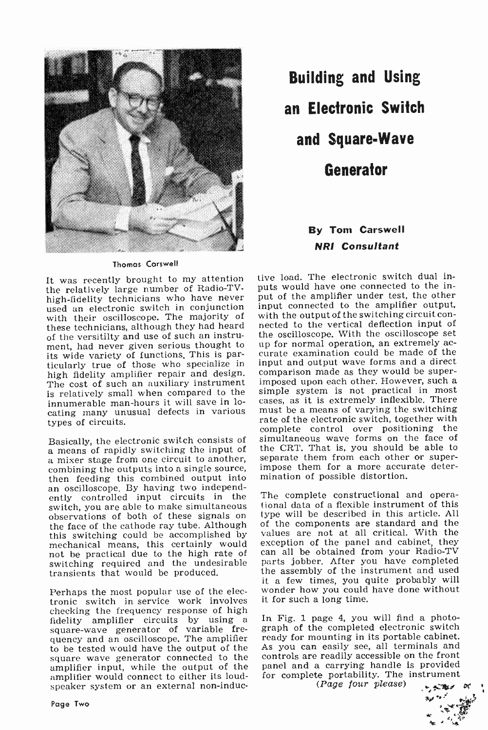# Building and Using an Electronic Switch and Square-Wave Generator

**By Tom Carswell**
***NRI Consultant***

Thomas Carswell

It was recently brought to my attention the relatively large number of Radio-TV-high-fidelity technicians who have never used an electronic switch in conjunction with their oscilloscope. The majority of these technicians, although they had heard of the versitilty and use of such an instrument, had never given serious thought to its wide variety of functions. This is particularly true of those who specialize in high fidelity amplifier repair and design. The cost of such an auxiliary instrument is relatively small when compared to the innumerable man-hours it will save in locating many unusual defects in various types of circuits.

Basically, the electronic switch consists of a means of rapidly switching the input of a mixer stage from one circuit to another, combining the outputs into a single source, then feeding this combined output into an oscilloscope. By having two independently controlled input circuits in the switch, you are able to make simultaneous observations of both of these signals on the face of the cathode ray tube. Although this switching could be accomplished by mechanical means, this certainly would not be practical due to the high rate of switching required and the undesirable transients that would be produced.

Perhaps the most popular use of the electronic switch in service work involves checking the frequency response of high fidelity amplifier circuits by using a square-wave generator of variable frequency and an oscilloscope. The amplifier to be tested would have the output of the square wave generator connected to the amplifier input, while the output of the amplifier would connect to either its loudspeaker system or an external non-inductive load. The electronic switch dual inputs would have one connected to the input of the amplifier under test, the other input connected to the amplifier output, with the output of the switching circuit connected to the vertical deflection input of the oscilloscope. With the oscilloscope set up for normal operation, an extremely accurate examination could be made of the input and output wave forms and a direct comparison made as they would be superimposed upon each other. However, such a simple system is not practical in most cases, as it is extremely inflexible. There must be a means of varying the switching rate of the electronic switch, together with complete control over positioning the simultaneous wave forms on the face of the CRT. That is, you should be able to separate them from each other or superimpose them for a more accurate determination of possible distortion.

The complete constructional and operational data of a flexible instrument of this type will be described in this article. All of the components are standard and the values are not at all critical. With the exception of the panel and cabinet, they can all be obtained from your Radio-TV parts jobber. After you have completed the assembly of the instrument and used it a few times, you quite probably will wonder how you could have done without it for such a long time.

In Fig. 1 page 4, you will find a photograph of the completed electronic switch ready for mounting in its portable cabinet. As you can easily see, all terminals and controls are readily accessible on the front panel and a carrying handle is provided for complete portability. The instrument

*(Page four please)*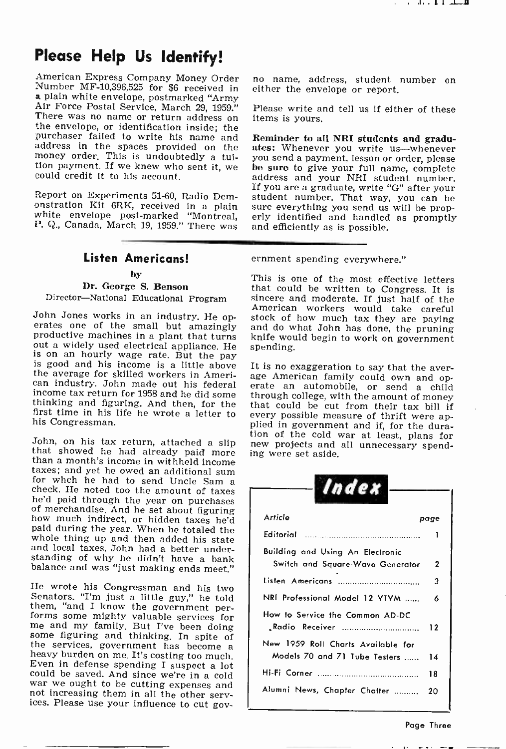# Please Help Us Identify!

American Express Company Money Order Number MF-10,396,525 for $6 received in a plain white envelope, postmarked "Army Air Force Postal Service, March 29, 1959." There was no name or return address on the envelope, or identification inside; the purchaser failed to write his name and address in the spaces provided on the money order. This is undoubtedly a tuition payment. If we knew who sent it, we could credit it to his account.

Report on Experiments 51-60, Radio Demonstration Kit 6RK, received in a plain white envelope post-marked "Montreal, P. Q., Canada, March 19, 1959." There was no name, address, student number on either the envelope or report.

Please write and tell us if either of these items is yours.

**Reminder to all NRI students and graduates:** Whenever you write us—whenever you send a payment, lesson or order, please **be sure** to give your full name, complete address and your NRI student number. If you are a graduate, write "G" after your student number. That way, you can be sure everything you send us will be properly identified and handled as promptly and efficiently as is possible.

## Listen Americans!

by

**Dr. George S. Benson**

Director—National Educational Program

John Jones works in an industry. He operates one of the small but amazingly productive machines in a plant that turns out a widely used electrical appliance. He is on an hourly wage rate. But the pay is good and his income is a little above the average for skilled workers in American industry. John made out his federal income tax return for 1958 and he did some thinking and figuring. And then, for the first time in his life he wrote a letter to his Congressman.

John, on his tax return, attached a slip that showed he had already paid more than a month's income in withheld income taxes; and yet he owed an additional sum for whch he had to send Uncle Sam a check. He noted too the amount of taxes he'd paid through the year on purchases of merchandise. And he set about figuring how much indirect, or hidden taxes he'd paid during the year. When he totaled the whole thing up and then added his state and local taxes, John had a better understanding of why he didn't have a bank balance and was "just making ends meet."

He wrote his Congressman and his two Senators. "I'm just a little guy," he told them, "and I know the government performs some mighty valuable services for me and my family. But I've been doing some figuring and thinking. In spite of the services, government has become a heavy burden on me. It's costing too much. Even in defense spending I suspect a lot could be saved. And since we're in a cold war we ought to be cutting expenses and not increasing them in all the other services. Please use your influence to cut government spending everywhere."

This is one of the most effective letters that could be written to Congress. It is sincere and moderate. If just half of the American workers would take careful stock of how much tax they are paying and do what John has done, the pruning knife would begin to work on government spending.

It is no exaggeration to say that the average American family could own and operate an automobile, or send a child through college, with the amount of money that could be cut from their tax bill if every possible measure of thrift were applied in government and if, for the duration of the cold war at least, plans for new projects and all unnecessary spending were set aside.

## Index

| Article | page |
|---|---|
| Editorial | 1 |
| Building and Using An Electronic Switch and Square-Wave Generator | 2 |
| Listen Americans | 3 |
| NRI Professional Model 12 VTVM | 6 |
| How to Service the Common AD-DC Radio Receiver | 12 |
| New 1959 Roll Charts Available for Models 70 and 71 Tube Testers | 14 |
| Hi-Fi Corner | 18 |
| Alumni News, Chapter Chatter | 20 |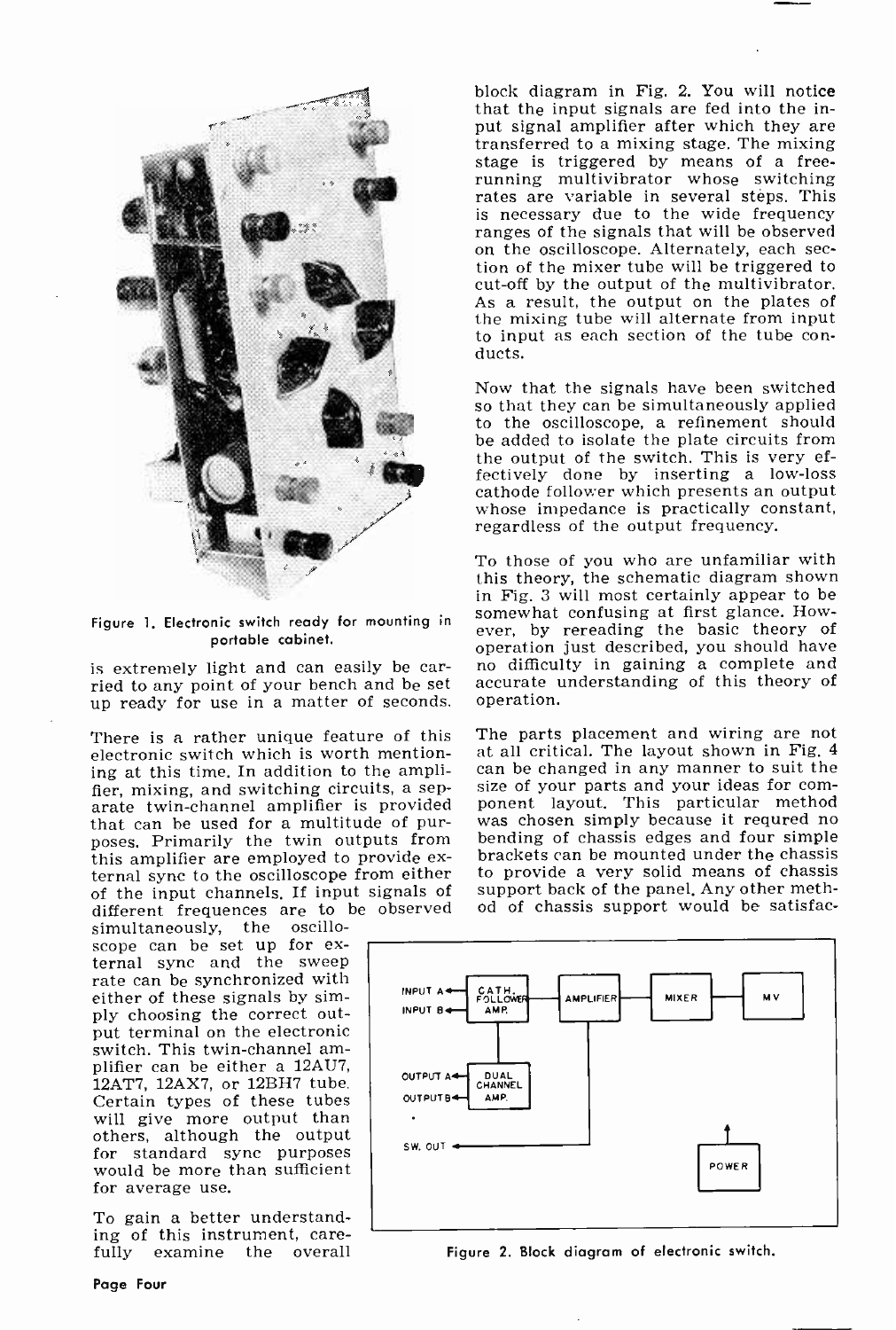Figure 1. Electronic switch ready for mounting in portable cabinet.

is extremely light and can easily be carried to any point of your bench and be set up ready for use in a matter of seconds.

There is a rather unique feature of this electronic switch which is worth mentioning at this time. In addition to the amplifier, mixing, and switching circuits, a separate twin-channel amplifier is provided that can be used for a multitude of purposes. Primarily the twin outputs from this amplifier are employed to provide external sync to the oscilloscope from either of the input channels. If input signals of different frequences are to be observed simultaneously, the oscilloscope can be set up for external sync and the sweep rate can be synchronized with either of these signals by simply choosing the correct output terminal on the electronic switch. This twin-channel amplifier can be either a 12AU7, 12AT7, 12AX7, or 12BH7 tube. Certain types of these tubes will give more output than others, although the output for standard sync purposes would be more than sufficient for average use.

To gain a better understanding of this instrument, carefully examine the overall block diagram in Fig. 2. You will notice that the input signals are fed into the input signal amplifier after which they are transferred to a mixing stage. The mixing stage is triggered by means of a free-running multivibrator whose switching rates are variable in several steps. This is necessary due to the wide frequency ranges of the signals that will be observed on the oscilloscope. Alternately, each section of the mixer tube will be triggered to cut-off by the output of the multivibrator. As a result, the output on the plates of the mixing tube will alternate from input to input as each section of the tube conducts.

Now that the signals have been switched so that they can be simultaneously applied to the oscilloscope, a refinement should be added to isolate the plate circuits from the output of the switch. This is very effectively done by inserting a low-loss cathode follower which presents an output whose impedance is practically constant, regardless of the output frequency.

To those of you who are unfamiliar with this theory, the schematic diagram shown in Fig. 3 will most certainly appear to be somewhat confusing at first glance. However, by rereading the basic theory of operation just described, you should have no difficulty in gaining a complete and accurate understanding of this theory of operation.

The parts placement and wiring are not at all critical. The layout shown in Fig. 4 can be changed in any manner to suit the size of your parts and your ideas for component layout. This particular method was chosen simply because it requred no bending of chassis edges and four simple brackets can be mounted under the chassis to provide a very solid means of chassis support back of the panel. Any other method of chassis support would be satisfac-

Figure 2. Block diagram of electronic switch.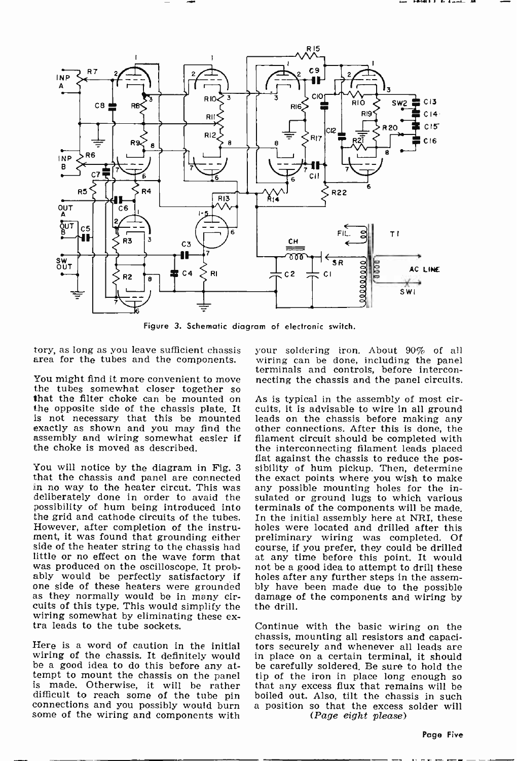Figure 3. Schematic diagram of electronic switch.

tory, as long as you leave sufficient chassis area for the tubes and the components.

You might find it more convenient to move the tubes somewhat closer together so that the filter choke can be mounted on the opposite side of the chassis plate. It is not necessary that this be mounted exactly as shown and you may find the assembly and wiring somewhat easier if the choke is moved as described.

You will notice by the diagram in Fig. 3 that the chassis and panel are connected in no way to the heater circut. This was deliberately done in order to avaid the possibility of hum being introduced into the grid and cathode circuits of the tubes. However, after completion of the instrument, it was found that grounding either side of the heater string to the chassis had little or no effect on the wave form that was produced on the oscilloscope. It probably would be perfectly satisfactory if one side of these heaters were grounded as they normally would be in many circuits of this type. This would simplify the wiring somewhat by eliminating these extra leads to the tube sockets.

Here is a word of caution in the initial wiring of the chassis. It definitely would be a good idea to do this before any attempt to mount the chassis on the panel is made. Otherwise, it will be rather difficult to reach some of the tube pin connections and you possibly would burn some of the wiring and components with your soldering iron. About 90% of all wiring can be done, including the panel terminals and controls, before interconnecting the chassis and the panel circuits.

As is typical in the assembly of most circuits, it is advisable to wire in all ground leads on the chassis before making any other connections. After this is done, the filament circuit should be completed with the interconnecting filament leads placed flat against the chassis to reduce the possibility of hum pickup. Then, determine the exact points where you wish to make any possible mounting holes for the insulated or ground lugs to which various terminals of the components will be made. In the initial assembly here at NRI, these holes were located and drilled after this preliminary wiring was completed. Of course, if you prefer, they could be drilled at any time before this point. It would not be a good idea to attempt to drill these holes after any further steps in the assembly have been made due to the possible damage of the components and wiring by the drill.

Continue with the basic wiring on the chassis, mounting all resistors and capacitors securely and whenever all leads are in place on a certain terminal, it should be carefully soldered. Be sure to hold the tip of the iron in place long enough so that any excess flux that remains will be boiled out. Also, tilt the chassis in such a position so that the excess solder will

*(Page eight please)*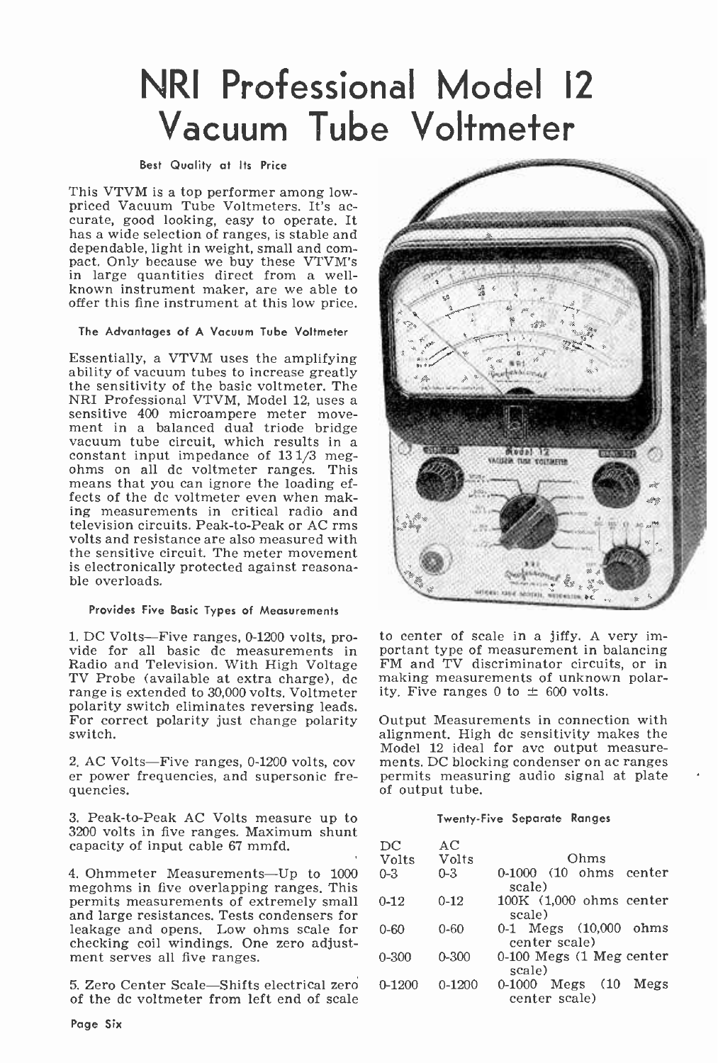# NRI Professional Model 12 Vacuum Tube Voltmeter

#### Best Quality at Its Price

This VTVM is a top performer among low-priced Vacuum Tube Voltmeters. It's accurate, good looking, easy to operate. It has a wide selection of ranges, is stable and dependable, light in weight, small and compact. Only because we buy these VTVM's in large quantities direct from a well-known instrument maker, are we able to offer this fine instrument at this low price.

#### The Advantages of A Vacuum Tube Voltmeter

Essentially, a VTVM uses the amplifying ability of vacuum tubes to increase greatly the sensitivity of the basic voltmeter. The NRI Professional VTVM, Model 12, uses a sensitive 400 microampere meter movement in a balanced dual triode bridge vacuum tube circuit, which results in a constant input impedance of 13 1/3 megohms on all dc voltmeter ranges. This means that you can ignore the loading effects of the dc voltmeter even when making measurements in critical radio and television circuits. Peak-to-Peak or AC rms volts and resistance are also measured with the sensitive circuit. The meter movement is electronically protected against reasonable overloads.

#### Provides Five Basic Types of Measurements

1. DC Volts—Five ranges, 0-1200 volts, provide for all basic dc measurements in Radio and Television. With High Voltage TV Probe (available at extra charge), dc range is extended to 30,000 volts. Voltmeter polarity switch eliminates reversing leads. For correct polarity just change polarity switch.

2. AC Volts—Five ranges, 0-1200 volts, cover power frequencies, and supersonic frequencies.

3. Peak-to-Peak AC Volts measure up to 3200 volts in five ranges. Maximum shunt capacity of input cable 67 mmfd.

4. Ohmmeter Measurements—Up to 1000 megohms in five overlapping ranges. This permits measurements of extremely small and large resistances. Tests condensers for leakage and opens. Low ohms scale for checking coil windings. One zero adjustment serves all five ranges.

5. Zero Center Scale—Shifts electrical zero of the dc voltmeter from left end of scale to center of scale in a jiffy. A very important type of measurement in balancing FM and TV discriminator circuits, or in making measurements of unknown polarity. Five ranges 0 to ± 600 volts.

Output Measurements in connection with alignment. High dc sensitivity makes the Model 12 ideal for avc output measurements. DC blocking condenser on ac ranges permits measuring audio signal at plate of output tube.

#### Twenty-Five Separate Ranges

| DC Volts | AC Volts | Ohms |
|---|---|---|
| 0-3 | 0-3 | 0-1000 (10 ohms center scale) |
| 0-12 | 0-12 | 100K (1,000 ohms center scale) |
| 0-60 | 0-60 | 0-1 Megs (10,000 ohms center scale) |
| 0-300 | 0-300 | 0-100 Megs (1 Meg center scale) |
| 0-1200 | 0-1200 | 0-1000 Megs (10 Megs center scale) |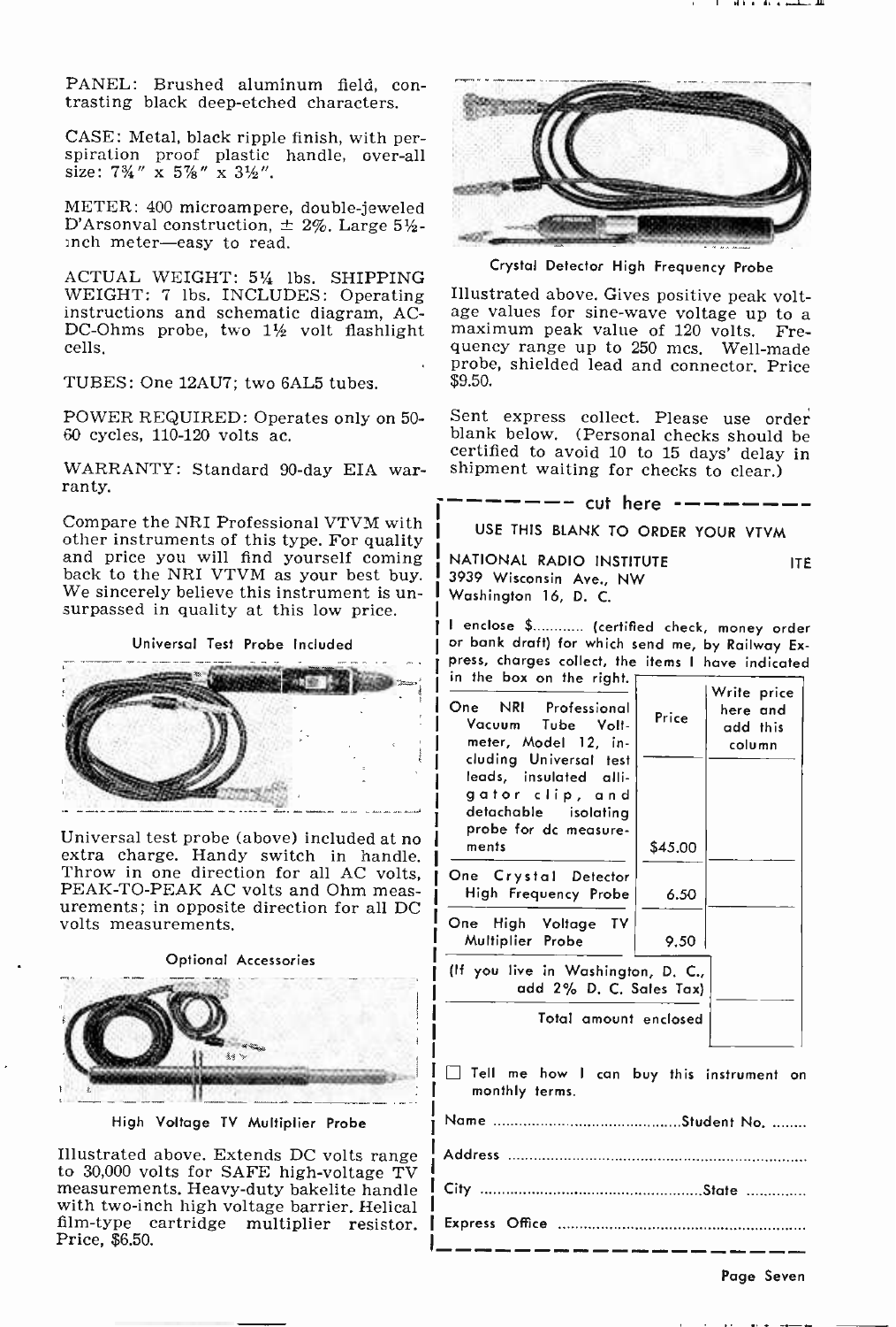PANEL: Brushed aluminum field, contrasting black deep-etched characters.

CASE: Metal, black ripple finish, with perspiration proof plastic handle, over-all size: 7¾" x 5⅞" x 3½".

METER: 400 microampere, double-jeweled D'Arsonval construction, ± 2%. Large 5½-inch meter—easy to read.

ACTUAL WEIGHT: 5¼ lbs. SHIPPING WEIGHT: 7 lbs. INCLUDES: Operating instructions and schematic diagram, AC-DC-Ohms probe, two 1½ volt flashlight cells.

TUBES: One 12AU7; two 6AL5 tubes.

POWER REQUIRED: Operates only on 50-60 cycles, 110-120 volts ac.

WARRANTY: Standard 90-day EIA warranty.

Compare the NRI Professional VTVM with other instruments of this type. For quality and price you will find yourself coming back to the NRI VTVM as your best buy. We sincerely believe this instrument is unsurpassed in quality at this low price.

Universal Test Probe Included

Universal test probe (above) included at no extra charge. Handy switch in handle. Throw in one direction for all AC volts, PEAK-TO-PEAK AC volts and Ohm measurements; in opposite direction for all DC volts measurements.

Optional Accessories

High Voltage TV Multiplier Probe

Illustrated above. Extends DC volts range to 30,000 volts for SAFE high-voltage TV measurements. Heavy-duty bakelite handle with two-inch high voltage barrier. Helical film-type cartridge multiplier resistor. Price, $6.50.

Crystal Detector High Frequency Probe

Illustrated above. Gives positive peak voltage values for sine-wave voltage up to a maximum peak value of 120 volts. Frequency range up to 250 mcs. Well-made probe, shielded lead and connector. Price $9.50.

Sent express collect. Please use order blank below. (Personal checks should be certified to avoid 10 to 15 days' delay in shipment waiting for checks to clear.)

- - - - - - - cut here - - - - - - -

USE THIS BLANK TO ORDER YOUR VTVM

NATIONAL RADIO INSTITUTE ITE
3939 Wisconsin Ave., NW
Washington 16, D. C.

I enclose $............ (certified check, money order or bank draft) for which send me, by Railway Express, charges collect, the items I have indicated in the box on the right.

| | Price | Write price here and add this column |
|---|---|---|
| One NRI Professional Vacuum Tube Voltmeter, Model 12, including Universal test leads, insulated alligator clip, and detachable isolating probe for dc measurements | $45.00 | |
| One Crystal Detector High Frequency Probe | 6.50 | |
| One High Voltage TV Multiplier Probe | 9.50 | |
| (If you live in Washington, D. C., add 2% D. C. Sales Tax) | | |
| Total amount enclosed | | |

☐ Tell me how I can buy this instrument on monthly terms.

Name ........................................Student No. ........

Address ..................................................................

City ................................................State ..............

Express Office ........................................................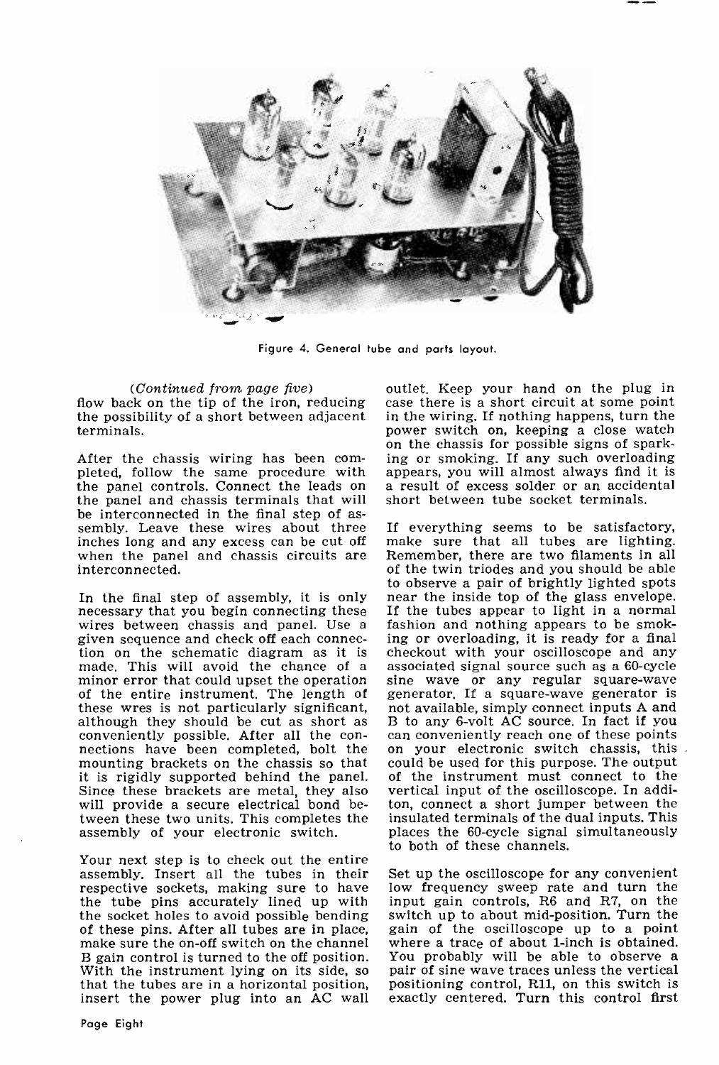Figure 4. General tube and parts layout.

*(Continued from page five)*
flow back on the tip of the iron, reducing the possibility of a short between adjacent terminals.

After the chassis wiring has been completed, follow the same procedure with the panel controls. Connect the leads on the panel and chassis terminals that will be interconnected in the final step of assembly. Leave these wires about three inches long and any excess can be cut off when the panel and chassis circuits are interconnected.

In the final step of assembly, it is only necessary that you begin connecting these wires between chassis and panel. Use a given sequence and check off each connection on the schematic diagram as it is made. This will avoid the chance of a minor error that could upset the operation of the entire instrument. The length of these wres is not particularly significant, although they should be cut as short as conveniently possible. After all the connections have been completed, bolt the mounting brackets on the chassis so that it is rigidly supported behind the panel. Since these brackets are metal, they also will provide a secure electrical bond between these two units. This completes the assembly of your electronic switch.

Your next step is to check out the entire assembly. Insert all the tubes in their respective sockets, making sure to have the tube pins accurately lined up with the socket holes to avoid possible bending of these pins. After all tubes are in place, make sure the on-off switch on the channel B gain control is turned to the off position. With the instrument lying on its side, so that the tubes are in a horizontal position, insert the power plug into an AC wall outlet. Keep your hand on the plug in case there is a short circuit at some point in the wiring. If nothing happens, turn the power switch on, keeping a close watch on the chassis for possible signs of sparking or smoking. If any such overloading appears, you will almost always find it is a result of excess solder or an accidental short between tube socket terminals.

If everything seems to be satisfactory, make sure that all tubes are lighting. Remember, there are two filaments in all of the twin triodes and you should be able to observe a pair of brightly lighted spots near the inside top of the glass envelope. If the tubes appear to light in a normal fashion and nothing appears to be smoking or overloading, it is ready for a final checkout with your oscilloscope and any associated signal source such as a 60-cycle sine wave or any regular square-wave generator. If a square-wave generator is not available, simply connect inputs A and B to any 6-volt AC source. In fact if you can conveniently reach one of these points on your electronic switch chassis, this could be used for this purpose. The output of the instrument must connect to the vertical input of the oscilloscope. In addition, connect a short jumper between the insulated terminals of the dual inputs. This places the 60-cycle signal simultaneously to both of these channels.

Set up the oscilloscope for any convenient low frequency sweep rate and turn the input gain controls, R6 and R7, on the switch up to about mid-position. Turn the gain of the oscilloscope up to a point where a trace of about 1-inch is obtained. You probably will be able to observe a pair of sine wave traces unless the vertical positioning control, R11, on this switch is exactly centered. Turn this control first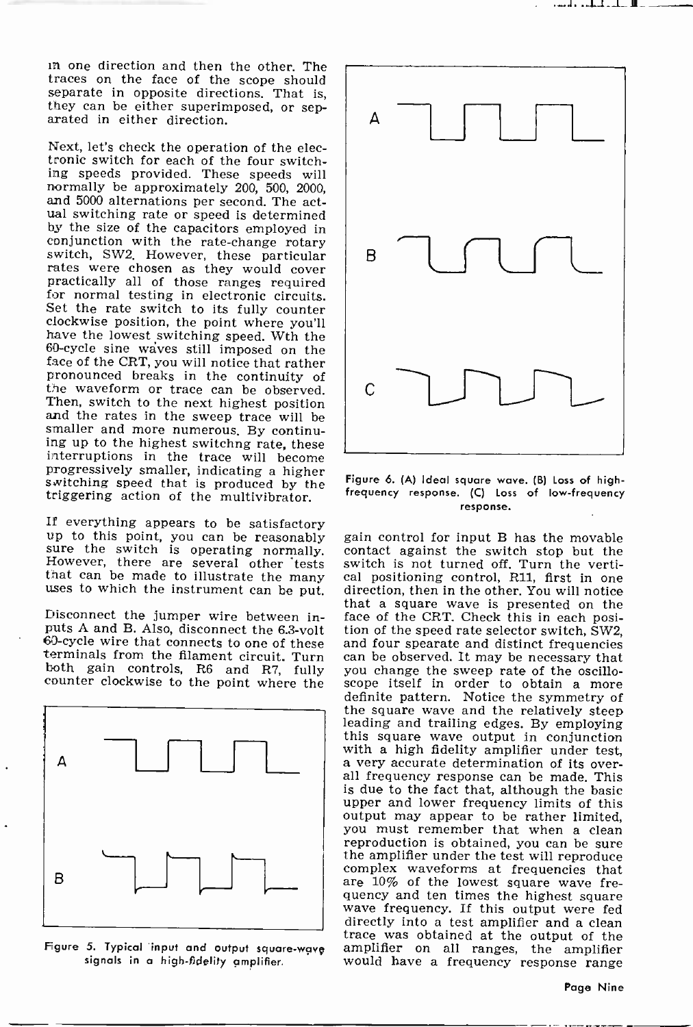in one direction and then the other. The traces on the face of the scope should separate in opposite directions. That is, they can be either superimposed, or separated in either direction.

Next, let's check the operation of the electronic switch for each of the four switching speeds provided. These speeds will normally be approximately 200, 500, 2000, and 5000 alternations per second. The actual switching rate or speed is determined by the size of the capacitors employed in conjunction with the rate-change rotary switch, SW2. However, these particular rates were chosen as they would cover practically all of those ranges required for normal testing in electronic circuits. Set the rate switch to its fully counter clockwise position, the point where you'll have the lowest switching speed. Wth the 60-cycle sine waves still imposed on the face of the CRT, you will notice that rather pronounced breaks in the continuity of the waveform or trace can be observed. Then, switch to the next highest position and the rates in the sweep trace will be smaller and more numerous. By continuing up to the highest switchng rate, these interruptions in the trace will become progressively smaller, indicating a higher switching speed that is produced by the triggering action of the multivibrator.

If everything appears to be satisfactory up to this point, you can be reasonably sure the switch is operating normally. However, there are several other tests that can be made to illustrate the many uses to which the instrument can be put.

Disconnect the jumper wire between inputs A and B. Also, disconnect the 6.3-volt 60-cycle wire that connects to one of these terminals from the filament circuit. Turn both gain controls, R6 and R7, fully counter clockwise to the point where the gain control for input B has the movable contact against the switch stop but the switch is not turned off. Turn the vertical positioning control, R11, first in one direction, then in the other. You will notice that a square wave is presented on the face of the CRT. Check this in each position of the speed rate selector switch, SW2, and four spearate and distinct frequencies can be observed. It may be necessary that you change the sweep rate of the oscilloscope itself in order to obtain a more definite pattern. Notice the symmetry of the square wave and the relatively steep leading and trailing edges. By employing this square wave output in conjunction with a high fidelity amplifier under test, a very accurate determination of its overall frequency response can be made. This is due to the fact that, although the basic upper and lower frequency limits of this output may appear to be rather limited, you must remember that when a clean reproduction is obtained, you can be sure the amplifier under the test will reproduce complex waveforms at frequencies that are 10% of the lowest square wave frequency and ten times the highest square wave frequency. If this output were fed directly into a test amplifier and a clean trace was obtained at the output of the amplifier on all ranges, the amplifier would have a frequency response range

Figure 5. Typical input and output square-wave signals in a high-fidelity amplifier.

Figure 6. (A) Ideal square wave. (B) Loss of high-frequency response. (C) Loss of low-frequency response.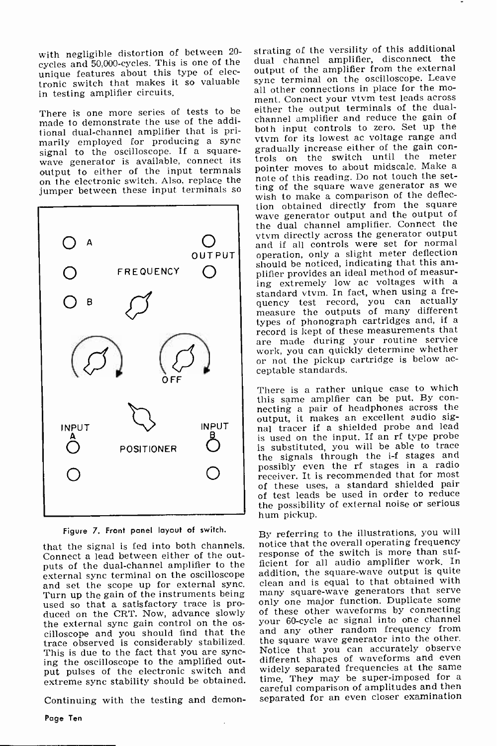with negligible distortion of between 20-cycles and 50,000-cycles. This is one of the unique features about this type of electronic switch that makes it so valuable in testing amplifier circuits.

There is one more series of tests to be made to demonstrate the use of the additional dual-channel amplifier that is primarily employed for producing a sync signal to the oscilloscope. If a square-wave generator is available, connect its output to either of the input termnals on the electronic switch. Also, replace the jumper between these input terminals so that the signal is fed into both channels. Connect a lead between either of the outputs of the dual-channel amplifier to the external sync terminal on the oscilloscope and set the scope up for external sync. Turn up the gain of the instruments being used so that a satisfactory trace is produced on the CRT. Now, advance slowly the external sync gain control on the oscilloscope and you should find that the trace observed is considerably stabilized. This is due to the fact that you are syncing the oscilloscope to the amplified output pulses of the electronic switch and extreme sync stability should be obtained.

Figure 7. Front panel layout of switch.

Continuing with the testing and demonstrating of the versility of this additional dual channel amplifier, disconnect the output of the amplifier from the external sync terminal on the oscilloscope. Leave all other connections in place for the moment. Connect your vtvm test leads across either the output terminals of the dual-channel amplifier and reduce the gain of both input controls to zero. Set up the vtvm for its lowest ac voltage range and gradually increase either of the gain controls on the switch until the meter pointer moves to about midscale. Make a note of this reading. Do not touch the setting of the square wave generator as we wish to make a comparison of the deflection obtained directly from the square wave generator output and the output of the dual channel amplifier. Connect the vtvm directly across the generator output and if all controls were set for normal operation, only a slight meter deflection should be noticed, indicating that this amplifier provides an ideal method of measuring extremely low ac voltages with a standard vtvm. In fact, when using a frequency test record, you can actually measure the outputs of many different types of phonograph cartridges and, if a record is kept of these measurements that are made during your routine service work, you can quickly determine whether or not the pickup cartridge is below acceptable standards.

There is a rather unique case to which this same amplfier can be put. By connecting a pair of headphones across the output, it makes an excellent audio signal tracer if a shielded probe and lead is used on the input. If an rf type probe is substituted, you will be able to trace the signals through the i-f stages and possibly even the rf stages in a radio receiver. It is recommended that for most of these uses, a standard shielded pair of test leads be used in order to reduce the possibility of external noise or serious hum pickup.

By referring to the illustrations, you will notice that the overall operating frequency response of the switch is more than sufficient for all audio amplifier work. In addition, the square-wave output is quite clean and is equal to that obtained with many square-wave generators that serve only one major function. Duplicate some of these other waveforms by connecting your 60-cycle ac signal into one channel and any other random frequency from the square wave generator into the other. Notice that you can accurately observe different shapes of waveforms and even widely separated frequencies at the same time. They may be super-imposed for a careful comparison of amplitudes and then separated for an even closer examination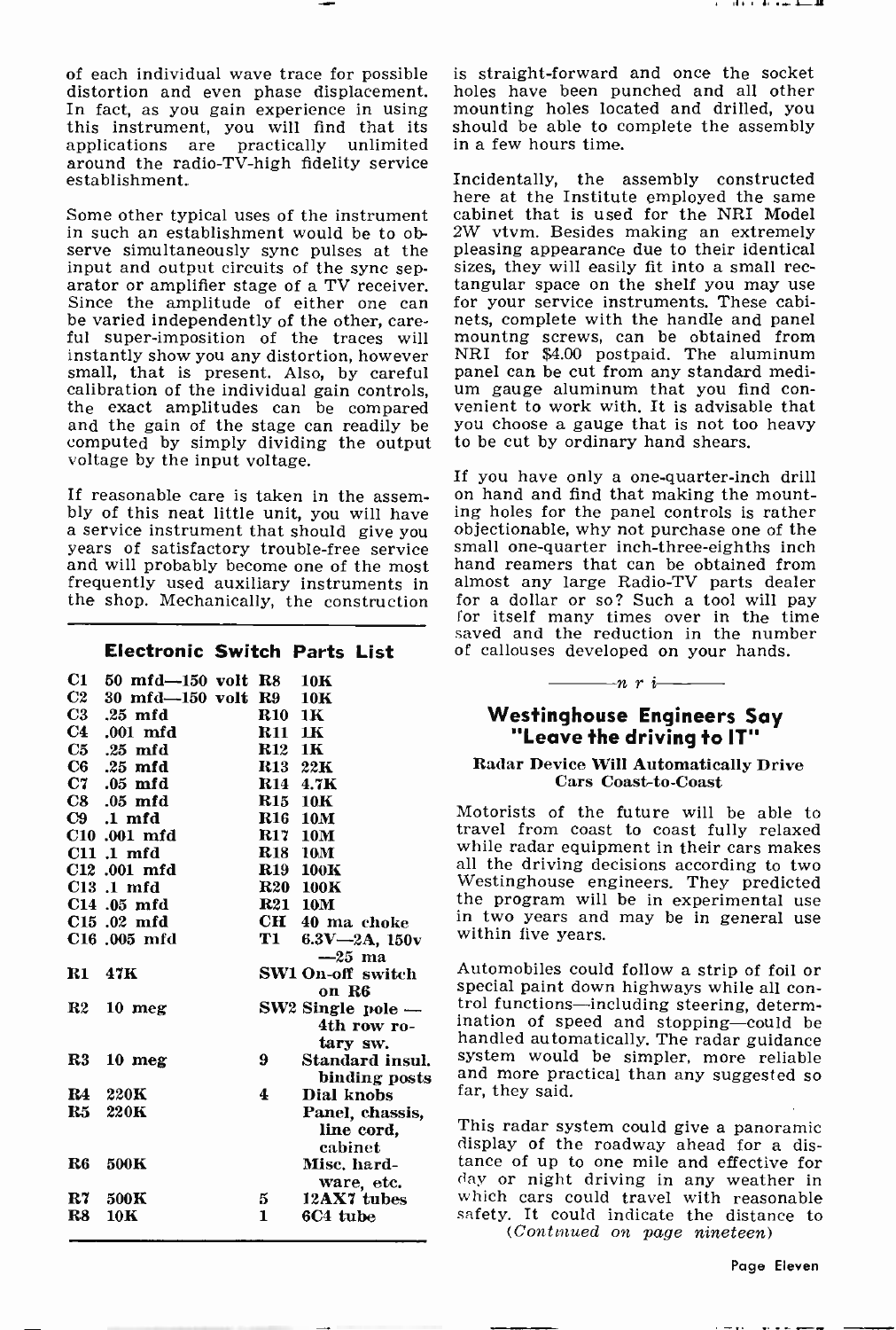of each individual wave trace for possible distortion and even phase displacement. In fact, as you gain experience in using this instrument, you will find that its applications are practically unlimited around the radio-TV-high fidelity service establishment.

Some other typical uses of the instrument in such an establishment would be to observe simultaneously sync pulses at the input and output circuits of the sync separator or amplifier stage of a TV receiver. Since the amplitude of either one can be varied independently of the other, careful super-imposition of the traces will instantly show you any distortion, however small, that is present. Also, by careful calibration of the individual gain controls, the exact amplitudes can be compared and the gain of the stage can readily be computed by simply dividing the output voltage by the input voltage.

If reasonable care is taken in the assembly of this neat little unit, you will have a service instrument that should give you years of satisfactory trouble-free service and will probably become one of the most frequently used auxiliary instruments in the shop. Mechanically, the construction is straight-forward and once the socket holes have been punched and all other mounting holes located and drilled, you should be able to complete the assembly in a few hours time.

Incidentally, the assembly constructed here at the Institute employed the same cabinet that is used for the NRI Model 2W vtvm. Besides making an extremely pleasing appearance due to their identical sizes, they will easily fit into a small rectangular space on the shelf you may use for your service instruments. These cabinets, complete with the handle and panel mountng screws, can be obtained from NRI for $4.00 postpaid. The aluminum panel can be cut from any standard medium gauge aluminum that you find convenient to work with. It is advisable that you choose a gauge that is not too heavy to be cut by ordinary hand shears.

If you have only a one-quarter-inch drill on hand and find that making the mounting holes for the panel controls is rather objectionable, why not purchase one of the small one-quarter inch-three-eighths inch hand reamers that can be obtained from almost any large Radio-TV parts dealer for a dollar or so? Such a tool will pay for itself many times over in the time saved and the reduction in the number of callouses developed on your hands.

### Electronic Switch Parts List

| | | | |
|---|---|---|---|
| C1 | 50 mfd—150 volt | R8 | 10K |
| C2 | 30 mfd—150 volt | R9 | 10K |
| C3 | .25 mfd | R10 | 1K |
| C4 | .001 mfd | R11 | 1K |
| C5 | .25 mfd | R12 | 1K |
| C6 | .25 mfd | R13 | 22K |
| C7 | .05 mfd | R14 | 4.7K |
| C8 | .05 mfd | R15 | 10K |
| C9 | .1 mfd | R16 | 10M |
| C10 | .001 mfd | R17 | 10M |
| C11 | .1 mfd | R18 | 10M |
| C12 | .001 mfd | R19 | 100K |
| C13 | .1 mfd | R20 | 100K |
| C14 | .05 mfd | R21 | 10M |
| C15 | .02 mfd | CH | 40 ma choke |
| C16 | .005 mfd | T1 | 6.3V—2A, 150v—25 ma |
| R1 | 47K | SW1 | On-off switch on R6 |
| R2 | 10 meg | SW2 | Single pole — 4th row rotary sw. |
| R3 | 10 meg | 9 | Standard insul. binding posts |
| R4 | 220K | 4 | Dial knobs |
| R5 | 220K | | Panel, chassis, line cord, cabinet |
| R6 | 500K | | Misc. hardware, etc. |
| R7 | 500K | 5 | 12AX7 tubes |
| R8 | 10K | 1 | 6C4 tube |

—— n r i ——

## Westinghouse Engineers Say "Leave the driving to IT"

### Radar Device Will Automatically Drive Cars Coast-to-Coast

Motorists of the future will be able to travel from coast to coast fully relaxed while radar equipment in their cars makes all the driving decisions according to two Westinghouse engineers. They predicted the program will be in experimental use in two years and may be in general use within five years.

Automobiles could follow a strip of foil or special paint down highways while all control functions—including steering, determination of speed and stopping—could be handled automatically. The radar guidance system would be simpler, more reliable and more practical than any suggested so far, they said.

This radar system could give a panoramic display of the roadway ahead for a distance of up to one mile and effective for day or night driving in any weather in which cars could travel with reasonable safety. It could indicate the distance to

*(Continued on page nineteen)*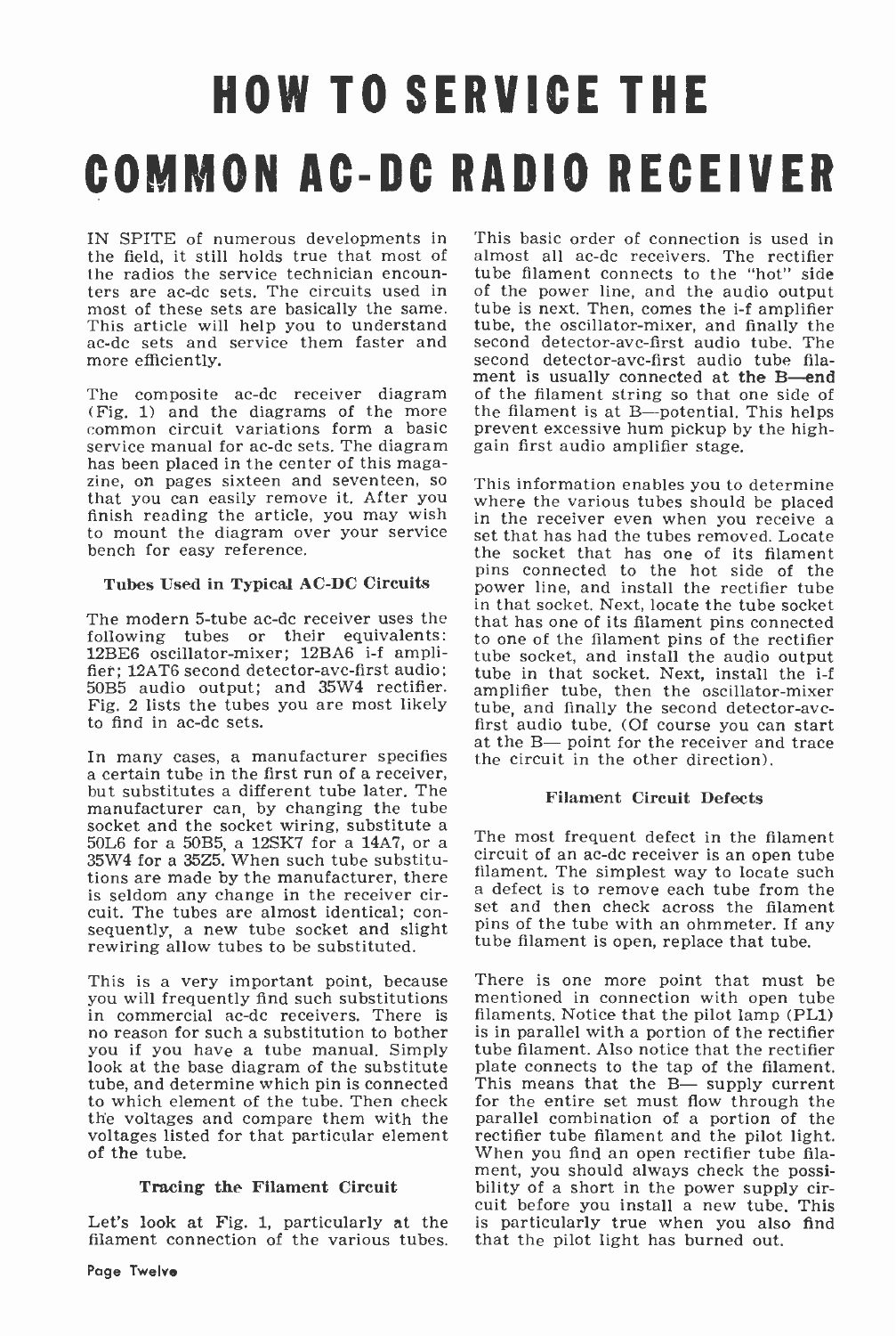# HOW TO SERVICE THE COMMON AC-DC RADIO RECEIVER

IN SPITE of numerous developments in the field, it still holds true that most of the radios the service technician encounters are ac-dc sets. The circuits used in most of these sets are basically the same. This article will help you to understand ac-dc sets and service them faster and more efficiently.

The composite ac-dc receiver diagram (Fig. 1) and the diagrams of the more common circuit variations form a basic service manual for ac-dc sets. The diagram has been placed in the center of this magazine, on pages sixteen and seventeen, so that you can easily remove it. After you finish reading the article, you may wish to mount the diagram over your service bench for easy reference.

### Tubes Used in Typical AC-DC Circuits

The modern 5-tube ac-dc receiver uses the following tubes or their equivalents: 12BE6 oscillator-mixer; 12BA6 i-f amplifier; 12AT6 second detector-avc-first audio; 50B5 audio output; and 35W4 rectifier. Fig. 2 lists the tubes you are most likely to find in ac-dc sets.

In many cases, a manufacturer specifies a certain tube in the first run of a receiver, but substitutes a different tube later. The manufacturer can, by changing the tube socket and the socket wiring, substitute a 50L6 for a 50B5, a 12SK7 for a 14A7, or a 35W4 for a 35Z5. When such tube substitutions are made by the manufacturer, there is seldom any change in the receiver circuit. The tubes are almost identical; consequently, a new tube socket and slight rewiring allow tubes to be substituted.

This is a very important point, because you will frequently find such substitutions in commercial ac-dc receivers. There is no reason for such a substitution to bother you if you have a tube manual. Simply look at the base diagram of the substitute tube, and determine which pin is connected to which element of the tube. Then check the voltages and compare them with the voltages listed for that particular element of the tube.

### Tracing the Filament Circuit

Let's look at Fig. 1, particularly at the filament connection of the various tubes. This basic order of connection is used in almost all ac-dc receivers. The rectifier tube filament connects to the "hot" side of the power line, and the audio output tube is next. Then, comes the i-f amplifier tube, the oscillator-mixer, and finally the second detector-avc-first audio tube. The second detector-avc-first audio tube filament is usually connected at **the B—end** of the filament string so that one side of the filament is at B—potential. This helps prevent excessive hum pickup by the high-gain first audio amplifier stage.

This information enables you to determine where the various tubes should be placed in the receiver even when you receive a set that has had the tubes removed. Locate the socket that has one of its filament pins connected to the hot side of the power line, and install the rectifier tube in that socket. Next, locate the tube socket that has one of its filament pins connected to one of the filament pins of the rectifier tube socket, and install the audio output tube in that socket. Next, install the i-f amplifier tube, then the oscillator-mixer tube, and finally the second detector-avc-first audio tube. (Of course you can start at the B— point for the receiver and trace the circuit in the other direction).

### Filament Circuit Defects

The most frequent defect in the filament circuit of an ac-dc receiver is an open tube filament. The simplest way to locate such a defect is to remove each tube from the set and then check across the filament pins of the tube with an ohmmeter. If any tube filament is open, replace that tube.

There is one more point that must be mentioned in connection with open tube filaments. Notice that the pilot lamp (PL1) is in parallel with a portion of the rectifier tube filament. Also notice that the rectifier plate connects to the tap of the filament. This means that the B— supply current for the entire set must flow through the parallel combination of a portion of the rectifier tube filament and the pilot light. When you find an open rectifier tube filament, you should always check the possibility of a short in the power supply circuit before you install a new tube. This is particularly true when you also find that the pilot light has burned out.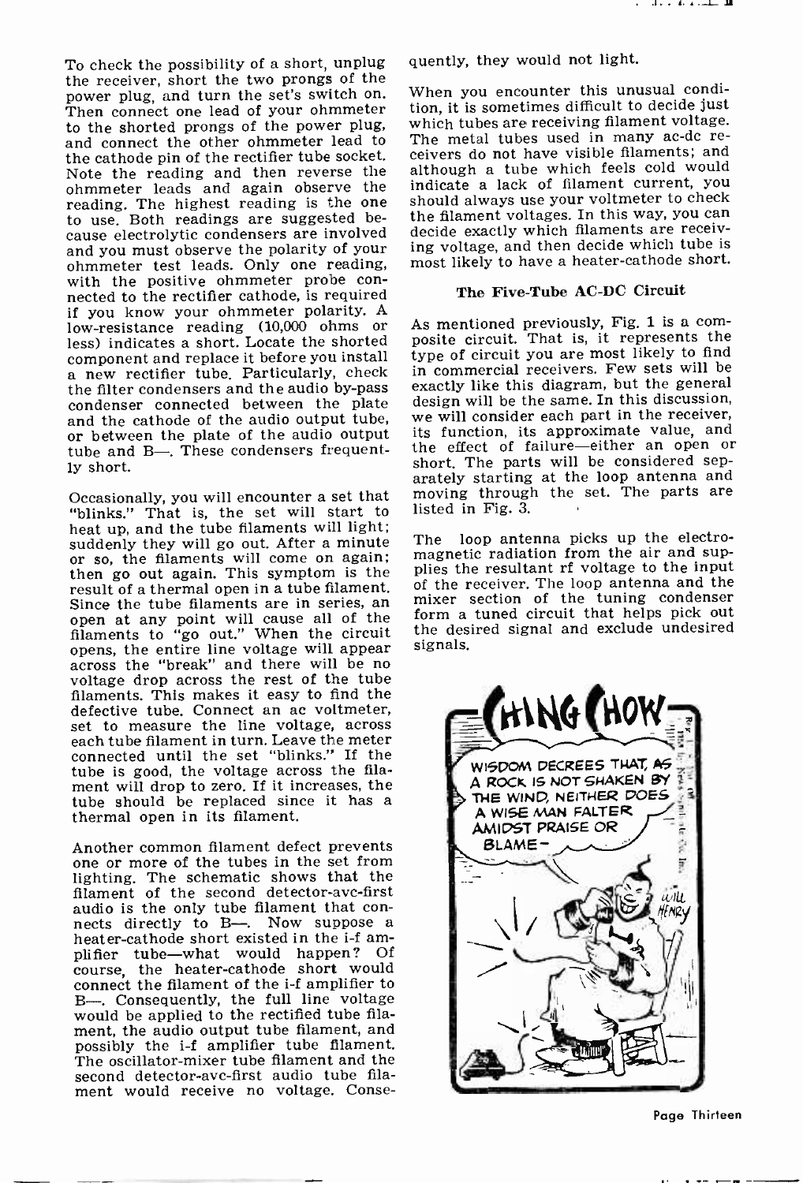To check the possibility of a short, unplug the receiver, short the two prongs of the power plug, and turn the set's switch on. Then connect one lead of your ohmmeter to the shorted prongs of the power plug, and connect the other ohmmeter lead to the cathode pin of the rectifier tube socket. Note the reading and then reverse the ohmmeter leads and again observe the reading. The highest reading is the one to use. Both readings are suggested because electrolytic condensers are involved and you must observe the polarity of your ohmmeter test leads. Only one reading, with the positive ohmmeter probe connected to the rectifier cathode, is required if you know your ohmmeter polarity. A low-resistance reading (10,000 ohms or less) indicates a short. Locate the shorted component and replace it before you install a new rectifier tube. Particularly, check the filter condensers and the audio by-pass condenser connected between the plate and the cathode of the audio output tube, or between the plate of the audio output tube and B—. These condensers frequently short.

Occasionally, you will encounter a set that "blinks." That is, the set will start to heat up, and the tube filaments will light; suddenly they will go out. After a minute or so, the filaments will come on again; then go out again. This symptom is the result of a thermal open in a tube filament. Since the tube filaments are in series, an open at any point will cause all of the filaments to "go out." When the circuit opens, the entire line voltage will appear across the "break" and there will be no voltage drop across the rest of the tube filaments. This makes it easy to find the defective tube. Connect an ac voltmeter, set to measure the line voltage, across each tube filament in turn. Leave the meter connected until the set "blinks." If the tube is good, the voltage across the filament will drop to zero. If it increases, the tube should be replaced since it has a thermal open in its filament.

Another common filament defect prevents one or more of the tubes in the set from lighting. The schematic shows that the filament of the second detector-avc-first audio is the only tube filament that connects directly to B—. Now suppose a heater-cathode short existed in the i-f amplifier tube—what would happen? Of course, the heater-cathode short would connect the filament of the i-f amplifier to B—. Consequently, the full line voltage would be applied to the rectified tube filament, the audio output tube filament, and possibly the i-f amplifier tube filament. The oscillator-mixer tube filament and the second detector-avc-first audio tube filament would receive no voltage. Consequently, they would not light.

When you encounter this unusual condition, it is sometimes difficult to decide just which tubes are receiving filament voltage. The metal tubes used in many ac-dc receivers do not have visible filaments; and although a tube which feels cold would indicate a lack of filament current, you should always use your voltmeter to check the filament voltages. In this way, you can decide exactly which filaments are receiving voltage, and then decide which tube is most likely to have a heater-cathode short.

### The Five-Tube AC-DC Circuit

As mentioned previously, Fig. 1 is a composite circuit. That is, it represents the type of circuit you are most likely to find in commercial receivers. Few sets will be exactly like this diagram, but the general design will be the same. In this discussion, we will consider each part in the receiver, its function, its approximate value, and the effect of failure—either an open or short. The parts will be considered separately starting at the loop antenna and moving through the set. The parts are listed in Fig. 3.

The loop antenna picks up the electromagnetic radiation from the air and supplies the resultant rf voltage to the input of the receiver. The loop antenna and the mixer section of the tuning condenser form a tuned circuit that helps pick out the desired signal and exclude undesired signals.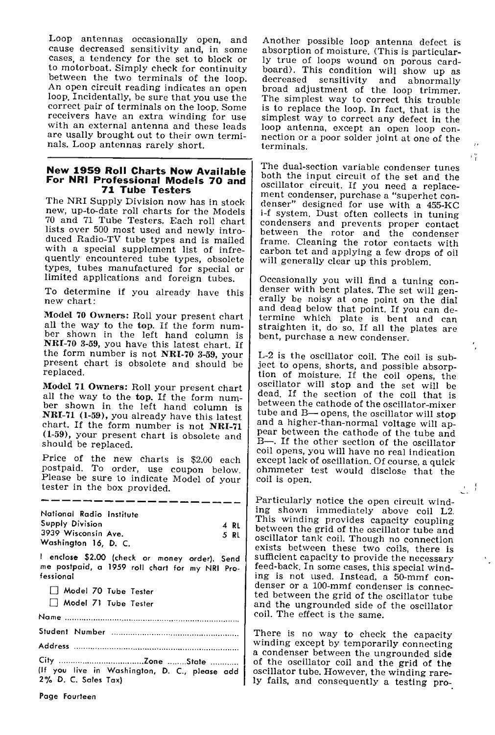Loop antennas occasionally open, and cause decreased sensitivity and, in some cases, a tendency for the set to block or to motorboat. Simply check for continuity between the two terminals of the loop. An open circuit reading indicates an open loop. Incidentally, be sure that you use the correct pair of terminals on the loop. Some receivers have an extra winding for use with an external antenna and these leads are usally brought out to their own terminals. Loop antennas rarely short.

## New 1959 Roll Charts Now Available For NRI Professional Models 70 and 71 Tube Testers

The NRI Supply Division now has in stock new, up-to-date roll charts for the Models 70 and 71 Tube Testers. Each roll chart lists over 500 most used and newly introduced Radio-TV tube types and is mailed with a special supplement list of infrequently encountered tube types, obsolete types, tubes manufactured for special or limited applications and foreign tubes.

To determine if you already have this new chart:

**Model 70 Owners:** Roll your present chart all the way to the **top.** If the form number shown in the left hand column is **NRI-70 3-59,** you have this latest chart. If the form number is not **NRI-70 3-59,** your present chart is obsolete and should be replaced.

**Model 71 Owners:** Roll your present chart all the way to the **top.** If the form number shown in the left hand column is **NRI-71 (1-59),** you already have this latest chart. If the form number is not **NRI-71 (1-59),** your present chart is obsolete and should be replaced.

Price of the new charts is $2.00 each postpaid. To order, use coupon below. Please be sure to indicate Model of your tester in the box provided.

---

National Radio Institute
Supply Division
3939 Wisconsin Ave.
Washington 16, D. C.

4 RL
5 RL

I enclose $2.00 (check or money order). Send me postpaid, a 1959 roll chart for my NRI Professional

☐ Model 70 Tube Tester

☐ Model 71 Tube Tester

Name ..........................................

Student Number ..........................................

Address ..........................................

City ....................Zone ........State ............

(If you live in Washington, D. C., please add 2% D. C. Sales Tax)

---

Another possible loop antenna defect is absorption of moisture. (This is particularly true of loops wound on porous cardboard). This condition will show up as decreased sensitivity and abnormally broad adjustment of the loop trimmer. The simplest way to correct this trouble is to replace the loop. In fact, that is the simplest way to correct any defect in the loop antenna, except an open loop connection or a poor solder joint at one of the terminals.

The dual-section variable condenser tunes both the input circuit of the set and the oscillator circuit. If you need a replacement condenser, purchase a "superhet condenser" designed for use with a 455-KC i-f system. Dust often collects in tuning condensers and prevents proper contact between the rotor and the condenser frame. Cleaning the rotor contacts with carbon tet and applying a few drops of oil will generally clear up this problem.

Occasionally you will find a tuning condenser with bent plates. The set will generally be noisy at one point on the dial and dead below that point. If you can determine which plate is bent and can straighten it, do so. If all the plates are bent, purchase a new condenser.

L-2 is the oscillator coil. The coil is subject to opens, shorts, and possible absorption of moisture. If the coil opens, the oscillator will stop and the set will be dead. If the section of the coil that is between the cathode of the oscillator-mixer tube and B— opens, the oscillator will stop and a higher-than-normal voltage will appear between the cathode of the tube and B—. If the other section of the oscillator coil opens, you will have no real indication except lack of oscillation. Of course, a quick ohmmeter test would disclose that the coil is open.

Particularly notice the open circuit winding shown immediately above coil L2. This winding provides capacity coupling between the grid of the oscillator tube and oscillator tank coil. Though no connection exists between these two coils, there is sufficient capacity to provide the necessary feed-back. In some cases, this special winding is not used. Instead, a 50-mmf condenser or a 100-mmf condenser is connected between the grid of the oscillator tube and the ungrounded side of the oscillator coil. The effect is the same.

There is no way to check the capacity winding except by temporarily connecting a condenser between the ungrounded side of the oscillator coil and the grid of the oscillator tube. However, the winding rarely fails, and consequently a testing pro-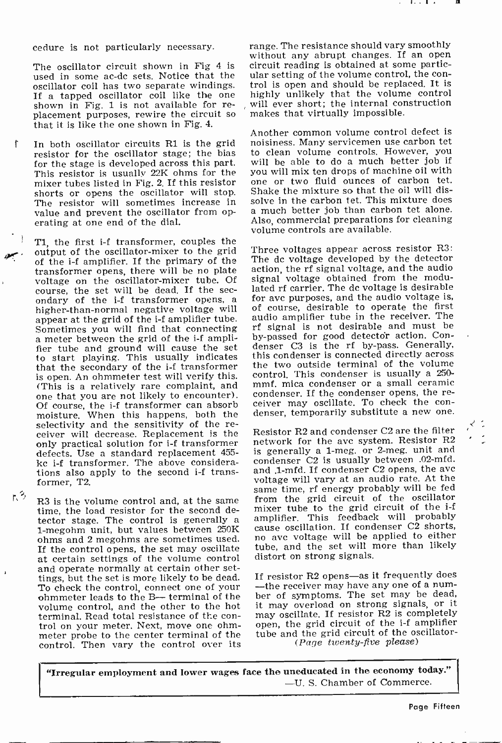cedure is not particularly necessary.

The oscillator circuit shown in Fig 4 is used in some ac-dc sets. Notice that the oscillator coil has two separate windings. If a tapped oscillator coil like the one shown in Fig. 1 is not available for replacement purposes, rewire the circuit so that it is like the one shown in Fig. 4.

In both oscillator circuits R1 is the grid resistor for the oscillator stage; the bias for the stage is developed across this part. This resistor is usually 22K ohms for the mixer tubes listed in Fig. 2. If this resistor shorts or opens the oscillator will stop. The resistor will sometimes increase in value and prevent the oscillator from operating at one end of the dial.

T1, the first i-f transformer, couples the output of the oscillator-mixer to the grid of the i-f amplifier. If the primary of the transformer opens, there will be no plate voltage on the oscillator-mixer tube. Of course, the set will be dead. If the secondary of the i-f transformer opens, a higher-than-normal negative voltage will appear at the grid of the i-f amplifier tube. Sometimes you will find that connecting a meter between the grid of the i-f amplifier tube and ground will cause the set to start playing. This usually indicates that the secondary of the i-f transformer is open. An ohmmeter test will verify this. (This is a relatively rare complaint, and one that you are not likely to encounter). Of course, the i-f transformer can absorb moisture. When this happens, both the selectivity and the sensitivity of the receiver will decrease. Replacement is the only practical solution for i-f transformer defects. Use a standard replacement 455-kc i-f transformer. The above considerations also apply to the second i-f transformer, T2.

R3 is the volume control and, at the same time, the load resistor for the second detector stage. The control is generally a 1-megohm unit, but values between 250K ohms and 2 megohms are sometimes used. If the control opens, the set may oscillate at certain settings of the volume control and operate normally at certain other settings, but the set is more likely to be dead. To check the control, connect one of your ohmmeter leads to the B— terminal of the volume control, and the other to the hot terminal. Read total resistance of the control on your meter. Next, move one ohmmeter probe to the center terminal of the control. Then vary the control over its range. The resistance should vary smoothly without any abrupt changes. If an open circuit reading is obtained at some particular setting of the volume control, the control is open and should be replaced. It is highly unlikely that the volume control will ever short; the internal construction makes that virtually impossible.

Another common volume control defect is noisiness. Many servicemen use carbon tet to clean volume controls. However, you will be able to do a much better job if you will mix ten drops of machine oil with one or two fluid ounces of carbon tet. Shake the mixture so that the oil will dissolve in the carbon tet. This mixture does a much better job than carbon tet alone. Also, commercial preparations for cleaning volume controls are available.

Three voltages appear across resistor R3: The dc voltage developed by the detector action, the rf signal voltage, and the audio signal voltage obtained from the modulated rf carrier. The dc voltage is desirable for avc purposes, and the audio voltage is, of course, desirable to operate the first audio amplifier tube in the receiver. The rf signal is not desirable and must be by-passed for good detector action. Condenser C3 is the rf by-pass. Generally, this condenser is connected directly across the two outside terminal of the volume control. This condenser is usually a 250-mmf. mica condenser or a small ceramic condenser. If the condenser opens, the receiver may oscillate. To check the condenser, temporarily substitute a new one.

Resistor R2 and condenser C2 are the filter network for the avc system. Resistor R2 is generally a 1-meg. or 2-meg. unit and condenser C2 is usually between .02-mfd. and .1-mfd. If condenser C2 opens, the avc voltage will vary at an audio rate. At the same time, rf energy probably will be fed from the grid circuit of the oscillator mixer tube to the grid circuit of the i-f amplifier. This feedback will probably cause oscillation. If condenser C2 shorts, no avc voltage will be applied to either tube, and the set will more than likely distort on strong signals.

If resistor R2 opens—as it frequently does—the receiver may have any one of a number of symptoms. The set may be dead, it may overload on strong signals, or it may oscillate. If resistor R2 is completely open, the grid circuit of the i-f amplifier tube and the grid circuit of the oscillator-

*(Page twenty-five please)*

> "Irregular employment and lower wages face the uneducated in the economy today."
> —U. S. Chamber of Commerce.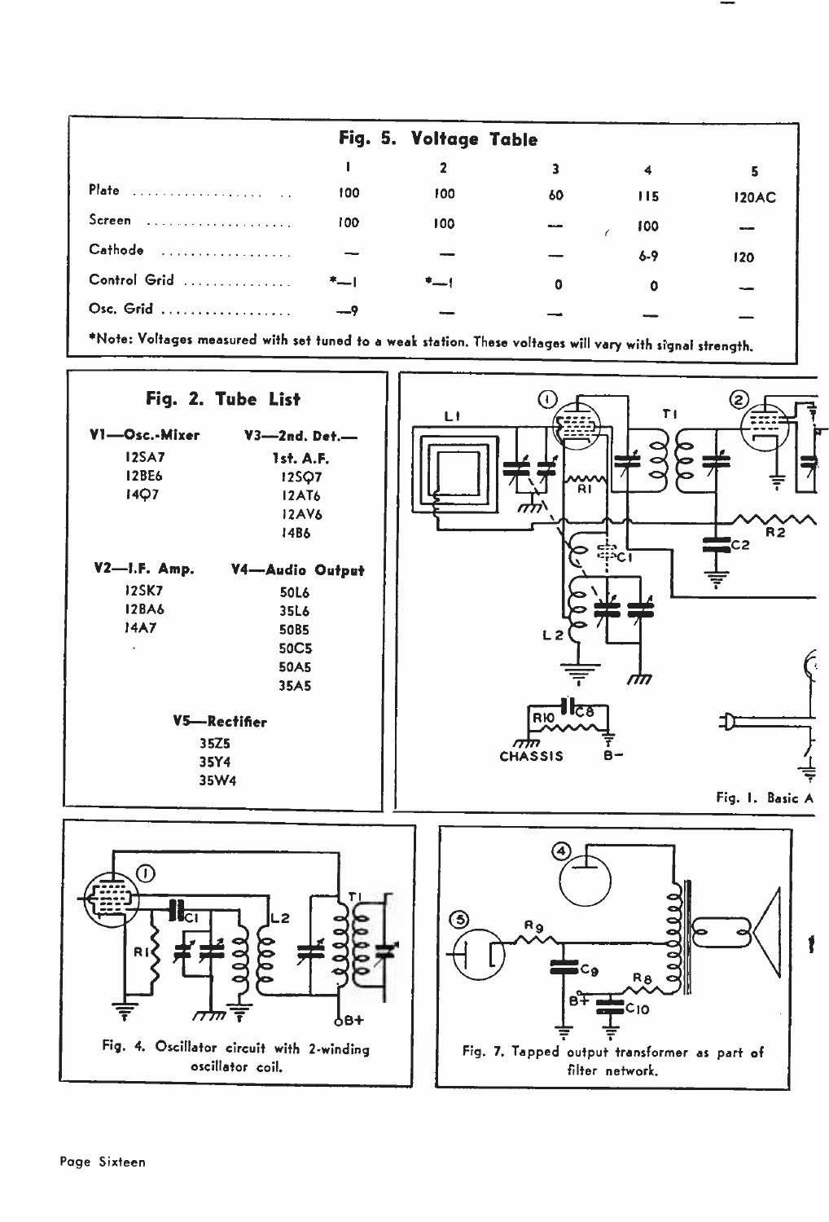## Fig. 5. Voltage Table

| | 1 | 2 | 3 | 4 | 5 |
|---|---|---|---|---|---|
| Plate | 100 | 100 | 60 | 115 | 120AC |
| Screen | 100 | 100 | — | 100 | — |
| Cathode | — | — | — | 6-9 | 120 |
| Control Grid | *—1 | *—1 | 0 | 0 | — |
| Osc. Grid | —9 | — | — | — | — |

*Note: Voltages measured with set tuned to a weak station. These voltages will vary with signal strength.

## Fig. 2. Tube List

**V1—Osc.-Mixer**
- 12SA7
- 12BE6
- 14Q7

**V3—2nd. Det.— 1st. A.F.**
- 12SQ7
- 12AT6
- 12AV6
- 14B6

**V2—I.F. Amp.**
- 12SK7
- 12BA6
- 14A7

**V4—Audio Output**
- 50L6
- 35L6
- 50B5
- 50C5
- 50A5
- 35A5

**V5—Rectifier**
- 35Z5
- 35Y4
- 35W4

L1, T1, R1, R2, C1, C2, L2, R10, C8, CHASSIS, B−

Fig. 1. Basic A

T1, C1, R1, L2, B+

Fig. 4. Oscillator circuit with 2-winding oscillator coil.

R9, C9, R8, B+, C10

Fig. 7. Tapped output transformer as part of filter network.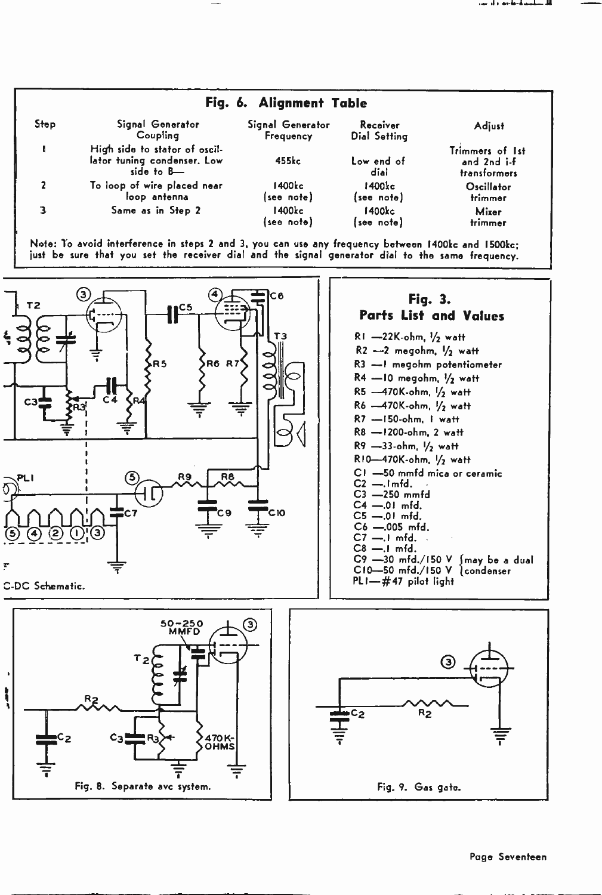## Fig. 6. Alignment Table

| Step | Signal Generator Coupling | Signal Generator Frequency | Receiver Dial Setting | Adjust |
|---|---|---|---|---|
| 1 | High side to stator of oscillator tuning condenser. Low side to B— | 455kc | Low end of dial | Trimmers of 1st and 2nd i-f transformers |
| 2 | To loop of wire placed near loop antenna | 1400kc (see note) | 1400kc (see note) | Oscillator trimmer |
| 3 | Same as in Step 2 | 1400kc (see note) | 1400kc (see note) | Mixer trimmer |

Note: To avoid interference in steps 2 and 3, you can use any frequency between 1400kc and 1500kc; just be sure that you set the receiver dial and the signal generator dial to the same frequency.

C-DC Schematic.

## Fig. 3. Parts List and Values

- R1 —22K-ohm, 1/2 watt
- R2 —2 megohm, 1/2 watt
- R3 —1 megohm potentiometer
- R4 —10 megohm, 1/2 watt
- R5 —470K-ohm, 1/2 watt
- R6 —470K-ohm, 1/2 watt
- R7 —150-ohm, 1 watt
- R8 —1200-ohm, 2 watt
- R9 —33-ohm, 1/2 watt
- R10—470K-ohm, 1/2 watt
- C1 —50 mmfd mica or ceramic
- C2 —.1 mfd.
- C3 —250 mmfd
- C4 —.01 mfd.
- C5 —.01 mfd.
- C6 —.005 mfd.
- C7 —.1 mfd.
- C8 —.1 mfd.
- C9 —30 mfd./150 V (may be a dual
- C10—50 mfd./150 V condenser)
- PL1—#47 pilot light

Fig. 8. Separate avc system.

Fig. 9. Gas gate.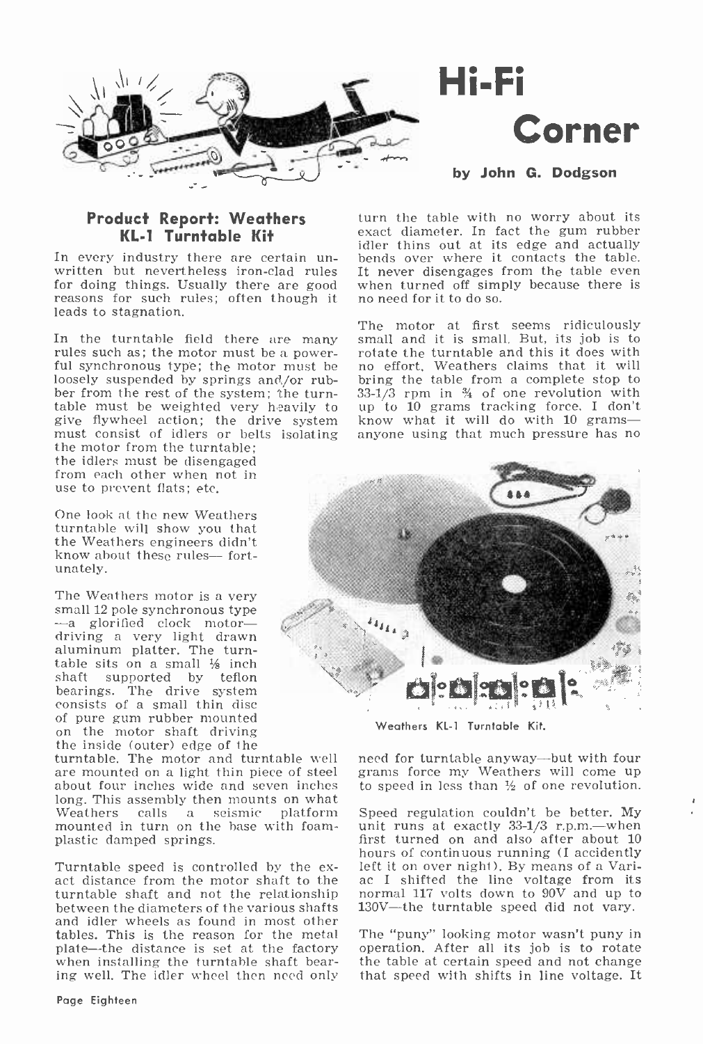# Hi-Fi Corner

**by John G. Dodgson**

## Product Report: Weathers KL-1 Turntable Kit

In every industry there are certain unwritten but nevertheless iron-clad rules for doing things. Usually there are good reasons for such rules; often though it leads to stagnation.

In the turntable field there are many rules such as; the motor must be a powerful synchronous type; the motor must be loosely suspended by springs and/or rubber from the rest of the system; the turntable must be weighted very heavily to give flywheel action; the drive system must consist of idlers or belts isolating the motor from the turntable; the idlers must be disengaged from each other when not in use to prevent flats; etc.

One look at the new Weathers turntable will show you that the Weathers engineers didn't know about these rules— fortunately.

The Weathers motor is a very small 12 pole synchronous type —a glorified clock motor— driving a very light drawn aluminum platter. The turntable sits on a small ⅛ inch shaft supported by teflon bearings. The drive system consists of a small thin disc of pure gum rubber mounted on the motor shaft driving the inside (outer) edge of the turntable. The motor and turntable well are mounted on a light thin piece of steel about four inches wide and seven inches long. This assembly then mounts on what Weathers calls a seismic platform mounted in turn on the base with foam-plastic damped springs.

Turntable speed is controlled by the exact distance from the motor shaft to the turntable shaft and not the relationship between the diameters of the various shafts and idler wheels as found in most other tables. This is the reason for the metal plate—the distance is set at the factory when installing the turntable shaft bearing well. The idler wheel then need only turn the table with no worry about its exact diameter. In fact the gum rubber idler thins out at its edge and actually bends over where it contacts the table. It never disengages from the table even when turned off simply because there is no need for it to do so.

The motor at first seems ridiculously small and it is small. But, its job is to rotate the turntable and this it does with no effort. Weathers claims that it will bring the table from a complete stop to 33-1/3 rpm in ¾ of one revolution with up to 10 grams tracking force. I don't know what it will do with 10 grams— anyone using that much pressure has no need for turntable anyway—but with four grams force my Weathers will come up to speed in less than ½ of one revolution.

Weathers KL-1 Turntable Kit.

Speed regulation couldn't be better. My unit runs at exactly 33-1/3 r.p.m.—when first turned on and also after about 10 hours of continuous running (I accidently left it on over night). By means of a Variac I shifted the line voltage from its normal 117 volts down to 90V and up to 130V—the turntable speed did not vary.

The "puny" looking motor wasn't puny in operation. After all its job is to rotate the table at certain speed and not change that speed with shifts in line voltage. It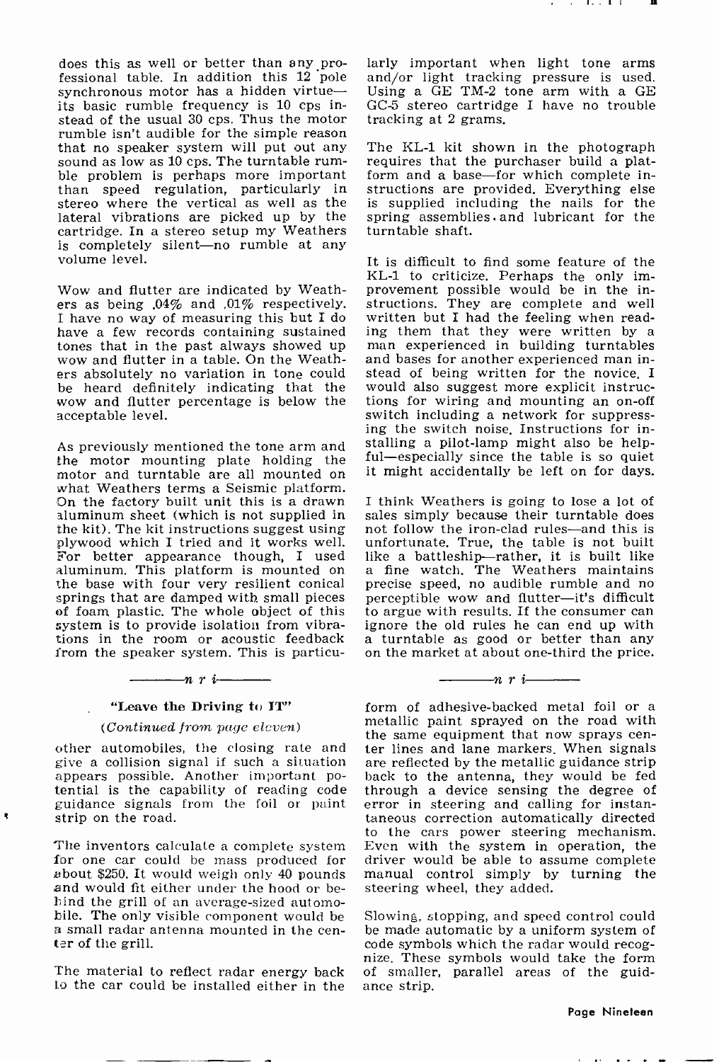does this as well or better than any professional table. In addition this 12 pole synchronous motor has a hidden virtue—its basic rumble frequency is 10 cps instead of the usual 30 cps. Thus the motor rumble isn't audible for the simple reason that no speaker system will put out any sound as low as 10 cps. The turntable rumble problem is perhaps more important than speed regulation, particularly in stereo where the vertical as well as the lateral vibrations are picked up by the cartridge. In a stereo setup my Weathers is completely silent—no rumble at any volume level.

Wow and flutter are indicated by Weathers as being .04% and .01% respectively. I have no way of measuring this but I do have a few records containing sustained tones that in the past always showed up wow and flutter in a table. On the Weathers absolutely no variation in tone could be heard definitely indicating that the wow and flutter percentage is below the acceptable level.

As previously mentioned the tone arm and the motor mounting plate holding the motor and turntable are all mounted on what Weathers terms a Seismic platform. On the factory built unit this is a drawn aluminum sheet (which is not supplied in the kit). The kit instructions suggest using plywood which I tried and it works well. For better appearance though, I used aluminum. This platform is mounted on the base with four very resilient conical springs that are damped with small pieces of foam plastic. The whole object of this system is to provide isolation from vibrations in the room or acoustic feedback from the speaker system. This is particularly important when light tone arms and/or light tracking pressure is used. Using a GE TM-2 tone arm with a GE GC-5 stereo cartridge I have no trouble tracking at 2 grams.

The KL-1 kit shown in the photograph requires that the purchaser build a platform and a base—for which complete instructions are provided. Everything else is supplied including the nails for the spring assemblies and lubricant for the turntable shaft.

It is difficult to find some feature of the KL-1 to criticize. Perhaps the only improvement possible would be in the instructions. They are complete and well written but I had the feeling when reading them that they were written by a man experienced in building turntables and bases for another experienced man instead of being written for the novice. I would also suggest more explicit instructions for wiring and mounting an on-off switch including a network for suppressing the switch noise. Instructions for installing a pilot-lamp might also be helpful—especially since the table is so quiet it might accidentally be left on for days.

I think Weathers is going to lose a lot of sales simply because their turntable does not follow the iron-clad rules—and this is unfortunate. True, the table is not built like a battleship—rather, it is built like a fine watch. The Weathers maintains precise speed, no audible rumble and no perceptible wow and flutter—it's difficult to argue with results. If the consumer can ignore the old rules he can end up with a turntable as good or better than any on the market at about one-third the price.

———*n r i*———

### "Leave the Driving to IT"

*(Continued from page eleven)*

other automobiles, the closing rate and give a collision signal if such a situation appears possible. Another important potential is the capability of reading code guidance signals from the foil or paint strip on the road.

The inventors calculate a complete system for one car could be mass produced for about $250. It would weigh only 40 pounds and would fit either under the hood or behind the grill of an average-sized automobile. The only visible component would be a small radar antenna mounted in the center of the grill.

The material to reflect radar energy back to the car could be installed either in the form of adhesive-backed metal foil or a metallic paint sprayed on the road with the same equipment that now sprays center lines and lane markers. When signals are reflected by the metallic guidance strip back to the antenna, they would be fed through a device sensing the degree of error in steering and calling for instantaneous correction automatically directed to the cars power steering mechanism. Even with the system in operation, the driver would be able to assume complete manual control simply by turning the steering wheel, they added.

Slowing, stopping, and speed control could be made automatic by a uniform system of code symbols which the radar would recognize. These symbols would take the form of smaller, parallel areas of the guidance strip.

———*n r i*———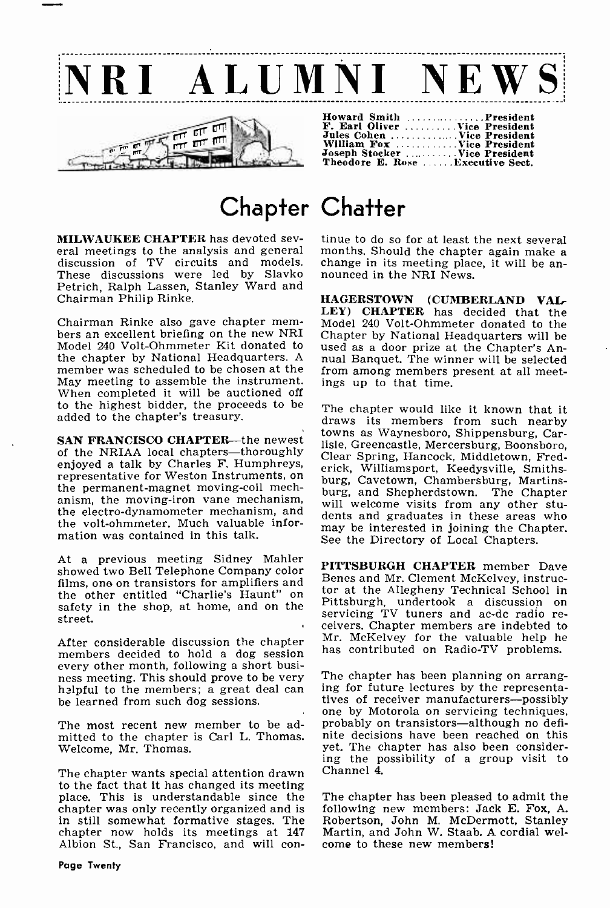# NRI ALUMNI NEWS

Howard Smith ............... President
F. Earl Oliver .......... Vice President
Jules Cohen .............. Vice President
William Fox ............ Vice President
Joseph Stocker .......... Vice President
Theodore E. Rose ...... Executive Sect.

## Chapter Chatter

**MILWAUKEE CHAPTER** has devoted several meetings to the analysis and general discussion of TV circuits and models. These discussions were led by Slavko Petrich, Ralph Lassen, Stanley Ward and Chairman Philip Rinke.

Chairman Rinke also gave chapter members an excellent briefing on the new NRI Model 240 Volt-Ohmmeter Kit donated to the chapter by National Headquarters. A member was scheduled to be chosen at the May meeting to assemble the instrument. When completed it will be auctioned off to the highest bidder, the proceeds to be added to the chapter's treasury.

**SAN FRANCISCO CHAPTER**—the newest of the NRIAA local chapters—thoroughly enjoyed a talk by Charles F. Humphreys, representative for Weston Instruments, on the permanent-magnet moving-coil mechanism, the moving-iron vane mechanism, the electro-dynamometer mechanism, and the volt-ohmmeter. Much valuable information was contained in this talk.

At a previous meeting Sidney Mahler showed two Bell Telephone Company color films, one on transistors for amplifiers and the other entitled "Charlie's Haunt" on safety in the shop, at home, and on the street.

After considerable discussion the chapter members decided to hold a dog session every other month, following a short business meeting. This should prove to be very helpful to the members; a great deal can be learned from such dog sessions.

The most recent new member to be admitted to the chapter is Carl L. Thomas. Welcome, Mr. Thomas.

The chapter wants special attention drawn to the fact that it has changed its meeting place. This is understandable since the chapter was only recently organized and is in still somewhat formative stages. The chapter now holds its meetings at 147 Albion St., San Francisco, and will continue to do so for at least the next several months. Should the chapter again make a change in its meeting place, it will be announced in the NRI News.

**HAGERSTOWN (CUMBERLAND VALLEY) CHAPTER** has decided that the Model 240 Volt-Ohmmeter donated to the Chapter by National Headquarters will be used as a door prize at the Chapter's Annual Banquet. The winner will be selected from among members present at all meetings up to that time.

The chapter would like it known that it draws its members from such nearby towns as Waynesboro, Shippensburg, Carlisle, Greencastle, Mercersburg, Boonsboro, Clear Spring, Hancock, Middletown, Frederick, Williamsport, Keedysville, Smithsburg, Cavetown, Chambersburg, Martinsburg, and Shepherdstown. The Chapter will welcome visits from any other students and graduates in these areas who may be interested in joining the Chapter. See the Directory of Local Chapters.

**PITTSBURGH CHAPTER** member Dave Benes and Mr. Clement McKelvey, instructor at the Allegheny Technical School in Pittsburgh, undertook a discussion on servicing TV tuners and ac-dc radio receivers. Chapter members are indebted to Mr. McKelvey for the valuable help he has contributed on Radio-TV problems.

The chapter has been planning on arranging for future lectures by the representatives of receiver manufacturers—possibly one by Motorola on servicing techniques, probably on transistors—although no definite decisions have been reached on this yet. The chapter has also been considering the possibility of a group visit to Channel 4.

The chapter has been pleased to admit the following new members: Jack E. Fox, A. Robertson, John M. McDermott, Stanley Martin, and John W. Staab. A cordial welcome to these new members!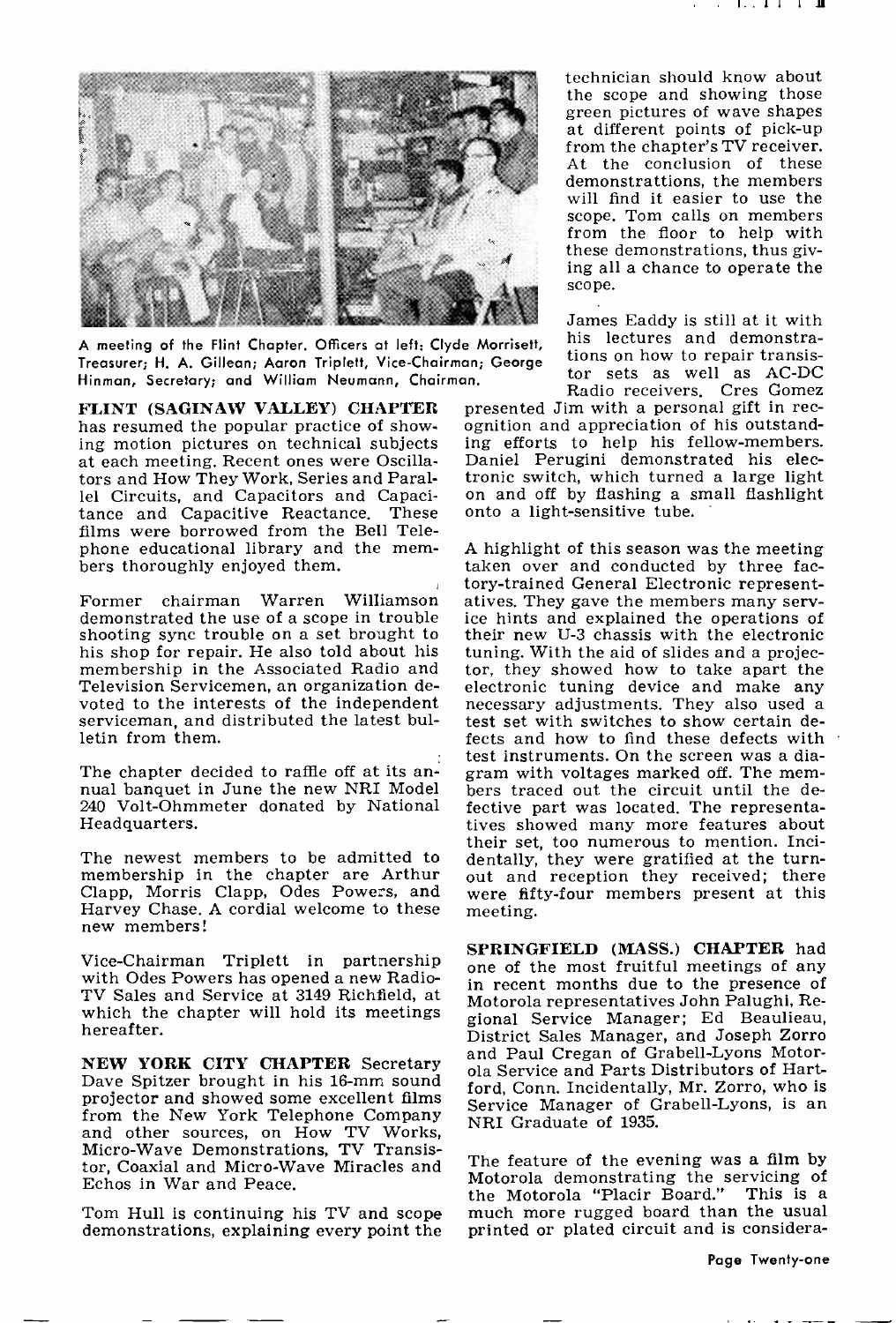A meeting of the Flint Chapter. Officers at left: Clyde Morrisett, Treasurer; H. A. Gillean; Aaron Triplett, Vice-Chairman; George Hinman, Secretary; and William Neumann, Chairman.

**FLINT (SAGINAW VALLEY) CHAPTER** has resumed the popular practice of showing motion pictures on technical subjects at each meeting. Recent ones were Oscillators and How They Work, Series and Parallel Circuits, and Capacitors and Capacitance and Capacitive Reactance. These films were borrowed from the Bell Telephone educational library and the members thoroughly enjoyed them.

Former chairman Warren Williamson demonstrated the use of a scope in trouble shooting sync trouble on a set brought to his shop for repair. He also told about his membership in the Associated Radio and Television Servicemen, an organization devoted to the interests of the independent serviceman, and distributed the latest bulletin from them.

The chapter decided to raffle off at its annual banquet in June the new NRI Model 240 Volt-Ohmmeter donated by National Headquarters.

The newest members to be admitted to membership in the chapter are Arthur Clapp, Morris Clapp, Odes Powers, and Harvey Chase. A cordial welcome to these new members!

Vice-Chairman Triplett in partnership with Odes Powers has opened a new Radio-TV Sales and Service at 3149 Richfield, at which the chapter will hold its meetings hereafter.

**NEW YORK CITY CHAPTER** Secretary Dave Spitzer brought in his 16-mm sound projector and showed some excellent films from the New York Telephone Company and other sources, on How TV Works, Micro-Wave Demonstrations, TV Transistor, Coaxial and Micro-Wave Miracles and Echos in War and Peace.

Tom Hull is continuing his TV and scope demonstrations, explaining every point the technician should know about the scope and showing those green pictures of wave shapes at different points of pick-up from the chapter's TV receiver. At the conclusion of these demonstrattions, the members will find it easier to use the scope. Tom calls on members from the floor to help with these demonstrations, thus giving all a chance to operate the scope.

James Eaddy is still at it with his lectures and demonstrations on how to repair transistor sets as well as AC-DC Radio receivers. Cres Gomez presented Jim with a personal gift in recognition and appreciation of his outstanding efforts to help his fellow-members. Daniel Perugini demonstrated his electronic switch, which turned a large light on and off by flashing a small flashlight onto a light-sensitive tube.

A highlight of this season was the meeting taken over and conducted by three factory-trained General Electronic representatives. They gave the members many service hints and explained the operations of their new U-3 chassis with the electronic tuning. With the aid of slides and a projector, they showed how to take apart the electronic tuning device and make any necessary adjustments. They also used a test set with switches to show certain defects and how to find these defects with test instruments. On the screen was a diagram with voltages marked off. The members traced out the circuit until the defective part was located. The representatives showed many more features about their set, too numerous to mention. Incidentally, they were gratified at the turnout and reception they received; there were fifty-four members present at this meeting.

**SPRINGFIELD (MASS.) CHAPTER** had one of the most fruitful meetings of any in recent months due to the presence of Motorola representatives John Palughi, Regional Service Manager; Ed Beaulieau, District Sales Manager, and Joseph Zorro and Paul Cregan of Grabell-Lyons Motorola Service and Parts Distributors of Hartford, Conn. Incidentally, Mr. Zorro, who is Service Manager of Grabell-Lyons, is an NRI Graduate of 1935.

The feature of the evening was a film by Motorola demonstrating the servicing of the Motorola "Placir Board." This is a much more rugged board than the usual printed or plated circuit and is considera-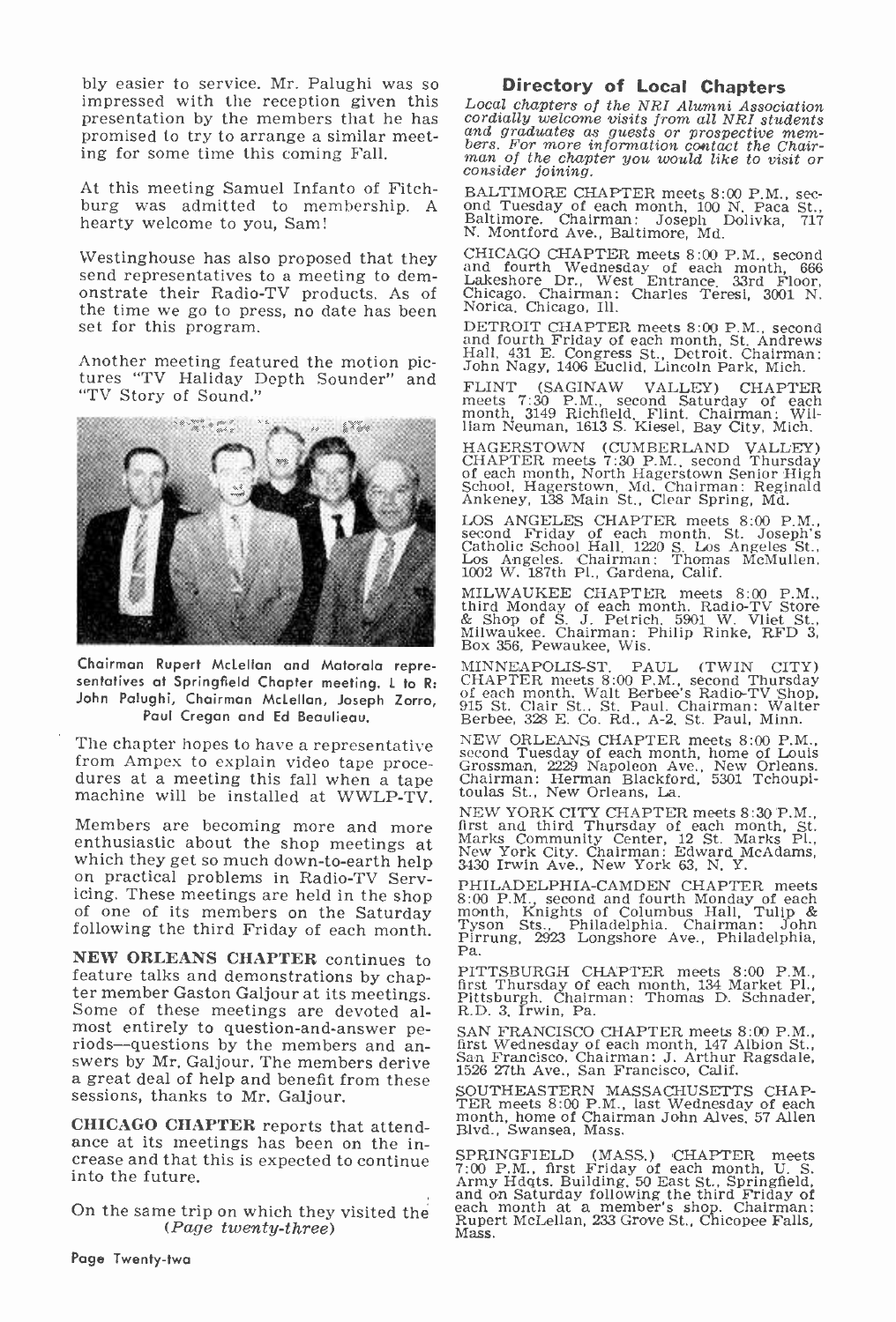bly easier to service. Mr. Palughi was so impressed with the reception given this presentation by the members that he has promised to try to arrange a similar meeting for some time this coming Fall.

At this meeting Samuel Infanto of Fitchburg was admitted to membership. A hearty welcome to you, Sam!

Westinghouse has also proposed that they send representatives to a meeting to demonstrate their Radio-TV products. As of the time we go to press, no date has been set for this program.

Another meeting featured the motion pictures "TV Haliday Depth Sounder" and "TV Story of Sound."

Chairman Rupert McLellan and Motorola representatives at Springfield Chapter meeting. L to R: John Palughi, Chairman McLellan, Joseph Zorro, Paul Cregan and Ed Beaulieau.

The chapter hopes to have a representative from Ampex to explain video tape procedures at a meeting this fall when a tape machine will be installed at WWLP-TV.

Members are becoming more and more enthusiastic about the shop meetings at which they get so much down-to-earth help on practical problems in Radio-TV Servicing. These meetings are held in the shop of one of its members on the Saturday following the third Friday of each month.

**NEW ORLEANS CHAPTER** continues to feature talks and demonstrations by chapter member Gaston Galjour at its meetings. Some of these meetings are devoted almost entirely to question-and-answer periods—questions by the members and answers by Mr. Galjour. The members derive a great deal of help and benefit from these sessions, thanks to Mr. Galjour.

**CHICAGO CHAPTER** reports that attendance at its meetings has been on the increase and that this is expected to continue into the future.

On the same trip on which they visited the
*(Page twenty-three)*

## Directory of Local Chapters

*Local chapters of the NRI Alumni Association cordially welcome visits from all NRI students and graduates as guests or prospective members. For more information contact the Chairman of the chapter you would like to visit or consider joining.*

BALTIMORE CHAPTER meets 8:00 P.M., second Tuesday of each month, 100 N. Paca St., Baltimore. Chairman: Joseph Dolivka, 717 N. Montford Ave., Baltimore, Md.

CHICAGO CHAPTER meets 8:00 P.M., second and fourth Wednesday of each month, 666 Lakeshore Dr., West Entrance, 33rd Floor, Chicago. Chairman: Charles Teresi, 3001 N. Norica, Chicago, Ill.

DETROIT CHAPTER meets 8:00 P.M., second and fourth Friday of each month, St. Andrews Hall, 431 E. Congress St., Detroit. Chairman: John Nagy, 1406 Euclid, Lincoln Park, Mich.

FLINT (SAGINAW VALLEY) CHAPTER meets 7:30 P.M., second Saturday of each month, 3149 Richfield, Flint. Chairman: William Neuman, 1613 S. Kiesel, Bay City, Mich.

HAGERSTOWN (CUMBERLAND VALLEY) CHAPTER meets 7:30 P.M., second Thursday of each month, North Hagerstown Senior High School, Hagerstown, Md. Chairman: Reginald Ankeney, 138 Main St., Clear Spring, Md.

LOS ANGELES CHAPTER meets 8:00 P.M., second Friday of each month, St. Joseph's Catholic School Hall, 1220 S. Los Angeles St., Los Angeles. Chairman: Thomas McMullen, 1002 W. 187th Pl., Gardena, Calif.

MILWAUKEE CHAPTER meets 8:00 P.M., third Monday of each month, Radio-TV Store & Shop of S. J. Petrich, 5901 W. Vliet St., Milwaukee. Chairman: Philip Rinke, RFD 3, Box 356, Pewaukee, Wis.

MINNEAPOLIS-ST. PAUL (TWIN CITY) CHAPTER meets 8:00 P.M., second Thursday of each month, Walt Berbee's Radio-TV Shop, 915 St. Clair St., St. Paul. Chairman: Walter Berbee, 328 E. Co. Rd., A-2, St. Paul, Minn.

NEW ORLEANS CHAPTER meets 8:00 P.M., second Tuesday of each month, home of Louis Grossman, 2229 Napoleon Ave., New Orleans. Chairman: Herman Blackford, 5301 Tchoupitoulas St., New Orleans, La.

NEW YORK CITY CHAPTER meets 8:30 P.M., first and third Thursday of each month, St. Marks Community Center, 12 St. Marks Pl., New York City. Chairman: Edward McAdams, 3430 Irwin Ave., New York 63, N. Y.

PHILADELPHIA-CAMDEN CHAPTER meets 8:00 P.M., second and fourth Monday of each month, Knights of Columbus Hall, Tulip & Tyson Sts., Philadelphia. Chairman: John Pirrung, 2923 Longshore Ave., Philadelphia, Pa.

PITTSBURGH CHAPTER meets 8:00 P.M., first Thursday of each month, 134 Market Pl., Pittsburgh. Chairman: Thomas D. Schnader, R.D. 3, Irwin, Pa.

SAN FRANCISCO CHAPTER meets 8:00 P.M., first Wednesday of each month, 147 Albion St., San Francisco. Chairman: J. Arthur Ragsdale, 1526 27th Ave., San Francisco, Calif.

SOUTHEASTERN MASSACHUSETTS CHAPTER meets 8:00 P.M., last Wednesday of each month, home of Chairman John Alves, 57 Allen Blvd., Swansea, Mass.

SPRINGFIELD (MASS.) CHAPTER meets 7:00 P.M., first Friday of each month, U. S. Army Hdqts. Building, 50 East St., Springfield, and on Saturday following the third Friday of each month at a member's shop. Chairman: Rupert McLellan, 233 Grove St., Chicopee Falls, Mass.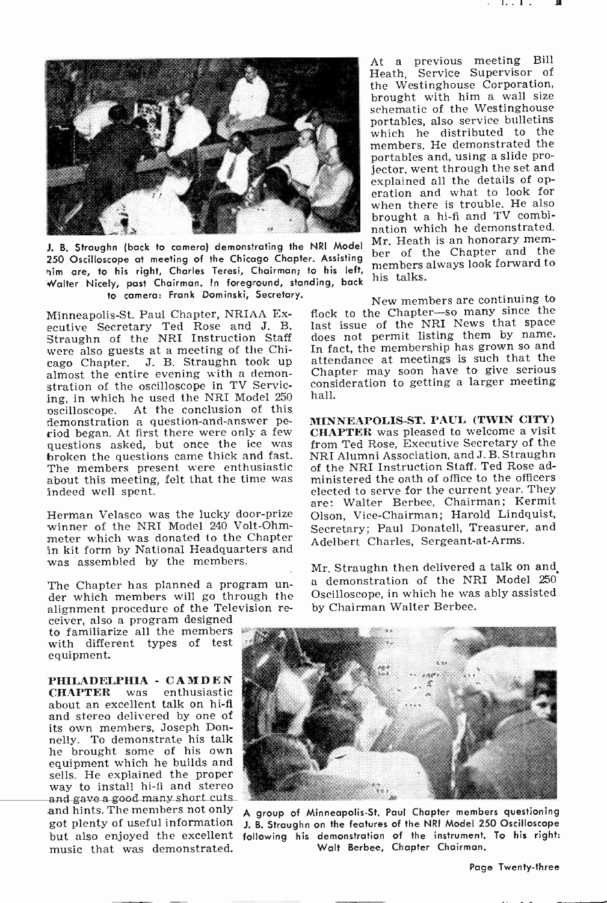J. B. Straughn (back to camera) demonstrating the NRI Model 250 Oscilloscope at meeting of the Chicago Chapter. Assisting him are, to his right, Charles Teresi, Chairman; to his left, Walter Nicely, past Chairman. In foreground, standing, back to camera: Frank Dominski, Secretary.

Minneapolis-St. Paul Chapter, NRIAA Executive Secretary Ted Rose and J. B. Straughn of the NRI Instruction Staff were also guests at a meeting of the Chicago Chapter. J. B. Straughn took up almost the entire evening with a demonstration of the oscilloscope in TV Servicing, in which he used the NRI Model 250 oscilloscope. At the conclusion of this demonstration a question-and-answer period began. At first there were only a few questions asked, but once the ice was broken the questions came thick and fast. The members present were enthusiastic about this meeting, felt that the time was indeed well spent.

Herman Velasco was the lucky door-prize winner of the NRI Model 240 Volt-Ohmmeter which was donated to the Chapter in kit form by National Headquarters and was assembled by the members.

The Chapter has planned a program under which members will go through the alignment procedure of the Television receiver, also a program designed to familiarize all the members with different types of test equipment.

**PHILADELPHIA - CAMDEN CHAPTER** was enthusiastic about an excellent talk on hi-fi and stereo delivered by one of its own members, Joseph Donnelly. To demonstrate his talk he brought some of his own equipment which he builds and sells. He explained the proper way to install hi-fi and stereo and gave a good many short cuts and hints. The members not only got plenty of useful information but also enjoyed the excellent music that was demonstrated.

At a previous meeting Bill Heath, Service Supervisor of the Westinghouse Corporation, brought with him a wall size schematic of the Westinghouse portables, also service bulletins which he distributed to the members. He demonstrated the portables and, using a slide projector, went through the set and explained all the details of operation and what to look for when there is trouble. He also brought a hi-fi and TV combination which he demonstrated. Mr. Heath is an honorary member of the Chapter and the members always look forward to his talks.

New members are continuing to flock to the Chapter—so many since the last issue of the NRI News that space does not permit listing them by name. In fact, the membership has grown so and attendance at meetings is such that the Chapter may soon have to give serious consideration to getting a larger meeting hall.

**MINNEAPOLIS-ST. PAUL (TWIN CITY) CHAPTER** was pleased to welcome a visit from Ted Rose, Executive Secretary of the NRI Alumni Association, and J. B. Straughn of the NRI Instruction Staff. Ted Rose administered the oath of office to the officers elected to serve for the current year. They are: Walter Berbee, Chairman; Kermit Olson, Vice-Chairman; Harold Lindquist, Secretary; Paul Donatell, Treasurer, and Adelbert Charles, Sergeant-at-Arms.

Mr. Straughn then delivered a talk on and a demonstration of the NRI Model 250 Oscilloscope, in which he was ably assisted by Chairman Walter Berbee.

A group of Minneapolis-St. Paul Chapter members questioning J. B. Straughn on the features of the NRI Model 250 Oscilloscope following his demonstration of the instrument. To his right: Walt Berbee, Chapter Chairman.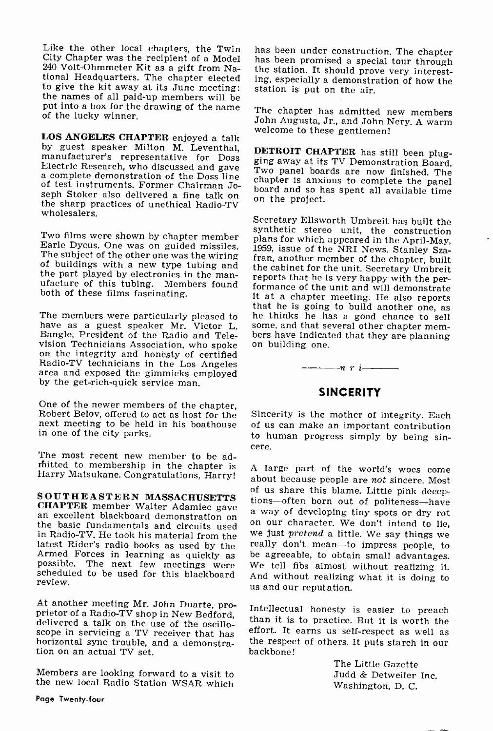Like the other local chapters, the Twin City Chapter was the recipient of a Model 240 Volt-Ohmmeter Kit as a gift from National Headquarters. The chapter elected to give the kit away at its June meeting: the names of all paid-up members will be put into a box for the drawing of the name of the lucky winner.

**LOS ANGELES CHAPTER** enjoyed a talk by guest speaker Milton M. Leventhal, manufacturer's representative for Doss Electric Research, who discussed and gave a complete demonstration of the Doss line of test instruments. Former Chairman Joseph Stoker also delivered a fine talk on the sharp practices of unethical Radio-TV wholesalers.

Two films were shown by chapter member Earle Dycus. One was on guided missiles. The subject of the other one was the wiring of buildings with a new type tubing and the part played by electronics in the manufacture of this tubing. Members found both of these films fascinating.

The members were particularly pleased to have as a guest speaker Mr. Victor L. Bangle, President of the Radio and Television Technicians Association, who spoke on the integrity and honesty of certified Radio-TV technicians in the Los Angeles area and exposed the gimmicks employed by the get-rich-quick service man.

One of the newer members of the chapter, Robert Belov, offered to act as host for the next meeting to be held in his boathouse in one of the city parks.

The most recent new member to be admitted to membership in the chapter is Harry Matsukane. Congratulations, Harry!

**SOUTHEASTERN MASSACHUSETTS CHAPTER** member Walter Adamiec gave an excellent blackboard demonstration on the basic fundamentals and circuits used in Radio-TV. He took his material from the latest Rider's radio books as used by the Armed Forces in learning as quickly as possible. The next few meetings were scheduled to be used for this blackboard review.

At another meeting Mr. John Duarte, proprietor of a Radio-TV shop in New Bedford, delivered a talk on the use of the oscilloscope in servicing a TV receiver that has horizontal sync trouble, and a demonstration on an actual TV set.

Members are looking forward to a visit to the new local Radio Station WSAR which has been under construction. The chapter has been promised a special tour through the station. It should prove very interesting, especially a demonstration of how the station is put on the air.

The chapter has admitted new members John Augusta, Jr., and John Nery. A warm welcome to these gentlemen!

**DETROIT CHAPTER** has still been plugging away at its TV Demonstration Board. Two panel boards are now finished. The chapter is anxious to complete the panel board and so has spent all available time on the project.

Secretary Ellsworth Umbreit has built the synthetic stereo unit, the construction plans for which appeared in the April-May, 1959, issue of the NRI News. Stanley Szafran, another member of the chapter, built the cabinet for the unit. Secretary Umbreit reports that he is very happy with the performance of the unit and will demonstrate it at a chapter meeting. He also reports that he is going to build another one, as he thinks he has a good chance to sell some, and that several other chapter members have indicated that they are planning on building one.

———*n r i*———

## SINCERITY

Sincerity is the mother of integrity. Each of us can make an important contribution to human progress simply by being sincere.

A large part of the world's woes come about because people are *not* sincere. Most of us share this blame. Little pink deceptions—often born out of politeness—have a way of developing tiny spots or dry rot on our character. We don't intend to lie, we just *pretend* a little. We say things we really don't mean—to impress people, to be agreeable, to obtain small advantages. We tell fibs almost without realizing it. And without realizing what it is doing to us and our reputation.

Intellectual honesty is easier to preach than it is to practice. But it is worth the effort. It earns us self-respect as well as the respect of others. It puts starch in our backbone!

The Little Gazette
Judd & Detweiler Inc.
Washington, D. C.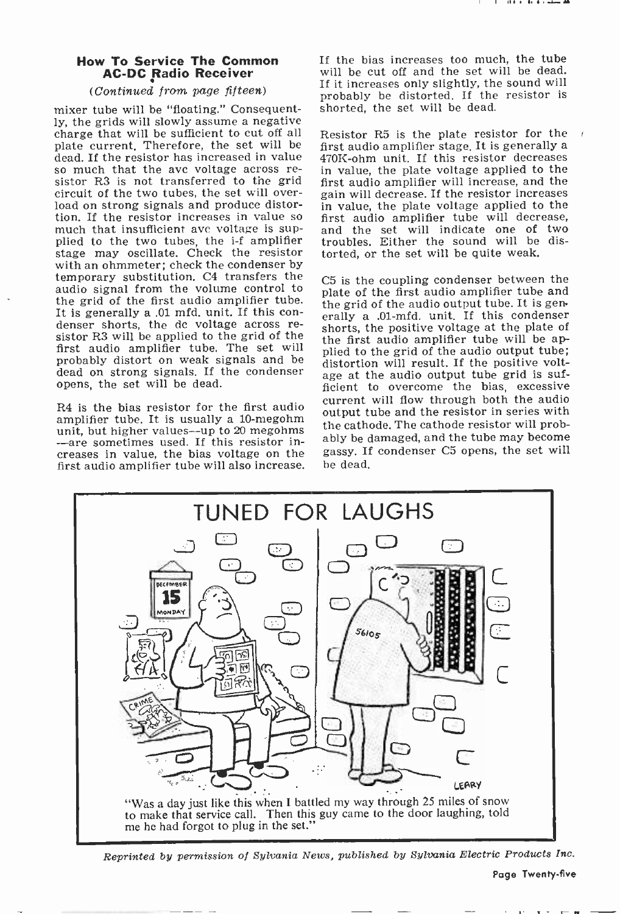## How To Service The Common AC-DC Radio Receiver

*(Continued from page fifteen)*

mixer tube will be "floating." Consequently, the grids will slowly assume a negative charge that will be sufficient to cut off all plate current. Therefore, the set will be dead. If the resistor has increased in value so much that the avc voltage across resistor R3 is not transferred to the grid circuit of the two tubes, the set will overload on strong signals and produce distortion. If the resistor increases in value so much that insufficient avc voltage is supplied to the two tubes, the i-f amplifier stage may oscillate. Check the resistor with an ohmmeter; check the condenser by temporary substitution. C4 transfers the audio signal from the volume control to the grid of the first audio amplifier tube. It is generally a .01 mfd. unit. If this condenser shorts, the dc voltage across resistor R3 will be applied to the grid of the first audio amplifier tube. The set will probably distort on weak signals and be dead on strong signals. If the condenser opens, the set will be dead.

R4 is the bias resistor for the first audio amplifier tube. It is usually a 10-megohm unit, but higher values—up to 20 megohms—are sometimes used. If this resistor increases in value, the bias voltage on the first audio amplifier tube will also increase. If the bias increases too much, the tube will be cut off and the set will be dead. If it increases only slightly, the sound will probably be distorted. If the resistor is shorted, the set will be dead.

Resistor R5 is the plate resistor for the first audio amplifier stage. It is generally a 470K-ohm unit. If this resistor decreases in value, the plate voltage applied to the first audio amplifier will increase, and the gain will decrease. If the resistor increases in value, the plate voltage applied to the first audio amplifier tube will decrease, and the set will indicate one of two troubles. Either the sound will be distorted, or the set will be quite weak.

C5 is the coupling condenser between the plate of the first audio amplifier tube and the grid of the audio output tube. It is generally a .01-mfd. unit. If this condenser shorts, the positive voltage at the plate of the first audio amplifier tube will be applied to the grid of the audio output tube; distortion will result. If the positive voltage at the audio output tube grid is sufficient to overcome the bias, excessive current will flow through both the audio output tube and the resistor in series with the cathode. The cathode resistor will probably be damaged, and the tube may become gassy. If condenser C5 opens, the set will be dead.

### TUNED FOR LAUGHS

"Was a day just like this when I battled my way through 25 miles of snow to make that service call. Then this guy came to the door laughing, told me he had forgot to plug in the set."

*Reprinted by permission of Sylvania News, published by Sylvania Electric Products Inc.*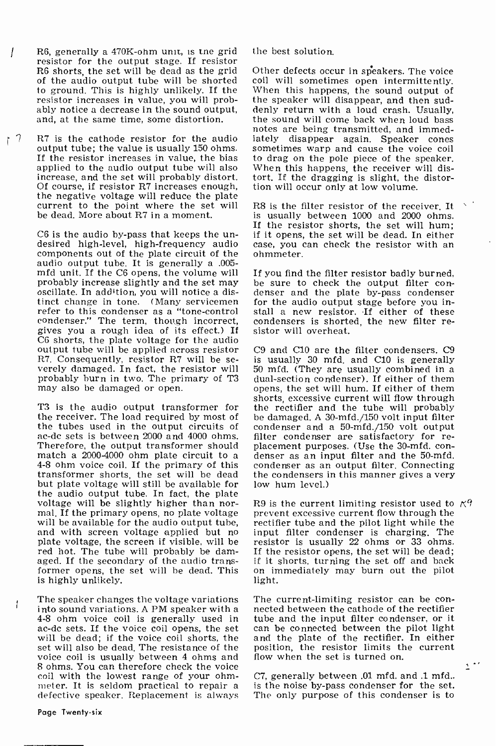R6, generally a 470K-ohm unit, is the grid resistor for the output stage. If resistor R6 shorts, the set will be dead as the grid of the audio output tube will be shorted to ground. This is highly unlikely. If the resistor increases in value, you will probably notice a decrease in the sound output, and, at the same time, some distortion.

R7 is the cathode resistor for the audio output tube; the value is usually 150 ohms. If the resistor increases in value, the bias applied to the audio output tube will also increase, and the set will probably distort. Of course, if resistor R7 increases enough, the negative voltage will reduce the plate current to the point where the set will be dead. More about R7 in a moment.

C6 is the audio by-pass that keeps the undesired high-level, high-frequency audio components out of the plate circuit of the audio output tube. It is generally a .005-mfd unit. If the C6 opens, the volume will probably increase slightly and the set may oscillate. In addition, you will notice a distinct change in tone. (Many servicemen refer to this condenser as a "tone-control condenser." The term, though incorrect, gives you a rough idea of its effect.) If C6 shorts, the plate voltage for the audio output tube will be applied across resistor R7. Consequently, resistor R7 will be severely damaged. In fact, the resistor will probably burn in two. The primary of T3 may also be damaged or open.

T3 is the audio output transformer for the receiver. The load required by most of the tubes used in the output circuits of ac-dc sets is between 2000 and 4000 ohms. Therefore, the output transformer should match a 2000-4000 ohm plate circuit to a 4-8 ohm voice coil. If the primary of this transformer shorts, the set will be dead but plate voltage will still be available for the audio output tube. In fact, the plate voltage will be slightly higher than normal. If the primary opens, no plate voltage will be available for the audio output tube, and with screen voltage applied but no plate voltage, the screen if visible, will be red hot. The tube will probably be damaged. If the secondary of the audio transformer opens, the set will be dead. This is highly unlikely.

The speaker changes the voltage variations into sound variations. A PM speaker with a 4-8 ohm voice coil is generally used in ac-dc sets. If the voice coil opens, the set will be dead; if the voice coil shorts, the set will also be dead. The resistance of the voice coil is usually between 4 ohms and 8 ohms. You can therefore check the voice coil with the lowest range of your ohmmeter. It is seldom practical to repair a defective speaker. Replacement is always the best solution.

Other defects occur in speakers. The voice coil will sometimes open intermittently. When this happens, the sound output of the speaker will disappear, and then suddenly return with a loud crash. Usually, the sound will come back when loud bass notes are being transmitted, and immediately disappear again. Speaker cones sometimes warp and cause the voice coil to drag on the pole piece of the speaker. When this happens, the receiver will distort. If the dragging is slight, the distortion will occur only at low volume.

R8 is the filter resistor of the receiver. It is usually between 1000 and 2000 ohms. If the resistor shorts, the set will hum; if it opens, the set will be dead. In either case, you can check the resistor with an ohmmeter.

If you find the filter resistor badly burned, be sure to check the output filter condenser and the plate by-pass condenser for the audio output stage before you install a new resistor. If either of these condensers is shorted, the new filter resistor will overheat.

C9 and C10 are the filter condensers. C9 is usually 30 mfd. and C10 is generally 50 mfd. (They are usually combined in a dual-section condenser). If either of them opens, the set will hum. If either of them shorts, excessive current will flow through the rectifier and the tube will probably be damaged. A 30-mfd./150 volt input filter condenser and a 50-mfd./150 volt output filter condenser are satisfactory for replacement purposes. (Use the 30-mfd. condenser as an input filter and the 50-mfd. condenser as an output filter. Connecting the condensers in this manner gives a very low hum level.)

R9 is the current limiting resistor used to prevent excessive current flow through the rectifier tube and the pilot light while the input filter condenser is charging. The resistor is usually 22 ohms or 33 ohms. If the resistor opens, the set will be dead; if it shorts, turning the set off and back on immediately may burn out the pilot light.

The current-limiting resistor can be connected between the cathode of the rectifier tube and the input filter condenser, or it can be connected between the pilot light and the plate of the rectifier. In either position, the resistor limits the current flow when the set is turned on.

C7, generally between .01 mfd. and .1 mfd., is the noise by-pass condenser for the set. The only purpose of this condenser is to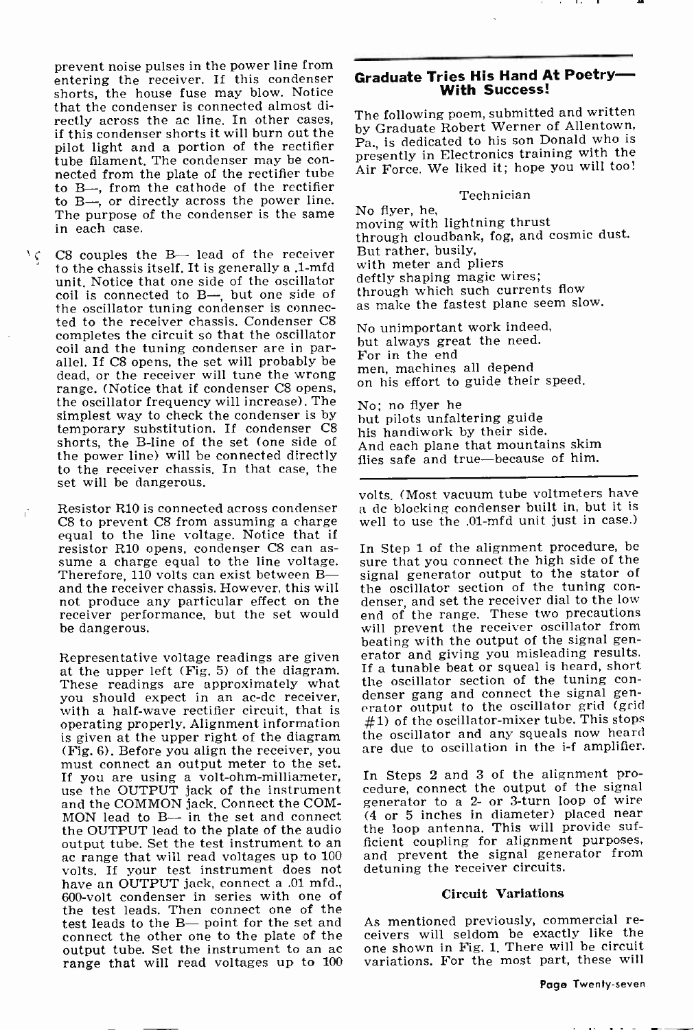prevent noise pulses in the power line from entering the receiver. If this condenser shorts, the house fuse may blow. Notice that the condenser is connected almost directly across the ac line. In other cases, if this condenser shorts it will burn out the pilot light and a portion of the rectifier tube filament. The condenser may be connected from the plate of the rectifier tube to B—, from the cathode of the rectifier to B—, or directly across the power line. The purpose of the condenser is the same in each case.

C8 couples the B— lead of the receiver to the chassis itself. It is generally a .1-mfd unit. Notice that one side of the oscillator coil is connected to B—, but one side of the oscillator tuning condenser is connected to the receiver chassis. Condenser C8 completes the circuit so that the oscillator coil and the tuning condenser are in parallel. If C8 opens, the set will probably be dead, or the receiver will tune the wrong range. (Notice that if condenser C8 opens, the oscillator frequency will increase). The simplest way to check the condenser is by temporary substitution. If condenser C8 shorts, the B-line of the set (one side of the power line) will be connected directly to the receiver chassis. In that case, the set will be dangerous.

Resistor R10 is connected across condenser C8 to prevent C8 from assuming a charge equal to the line voltage. Notice that if resistor R10 opens, condenser C8 can assume a charge equal to the line voltage. Therefore, 110 volts can exist between B— and the receiver chassis. However, this will not produce any particular effect on the receiver performance, but the set would be dangerous.

Representative voltage readings are given at the upper left (Fig. 5) of the diagram. These readings are approximately what you should expect in an ac-dc receiver, with a half-wave rectifier circuit, that is operating properly. Alignment information is given at the upper right of the diagram (Fig. 6). Before you align the receiver, you must connect an output meter to the set. If you are using a volt-ohm-milliameter, use the OUTPUT jack of the instrument and the COMMON jack. Connect the COMMON lead to B— in the set and connect the OUTPUT lead to the plate of the audio output tube. Set the test instrument to an ac range that will read voltages up to 100 volts. If your test instrument does not have an OUTPUT jack, connect a .01 mfd., 600-volt condenser in series with one of the test leads. Then connect one of the test leads to the B— point for the set and connect the other one to the plate of the output tube. Set the instrument to an ac range that will read voltages up to 100 volts. (Most vacuum tube voltmeters have a dc blocking condenser built in, but it is well to use the .01-mfd unit just in case.)

In Step 1 of the alignment procedure, be sure that you connect the high side of the signal generator output to the stator of the oscillator section of the tuning condenser, and set the receiver dial to the low end of the range. These two precautions will prevent the receiver oscillator from beating with the output of the signal generator and giving you misleading results. If a tunable beat or squeal is heard, short the oscillator section of the tuning condenser gang and connect the signal generator output to the oscillator grid (grid #1) of the oscillator-mixer tube. This stops the oscillator and any squeals now heard are due to oscillation in the i-f amplifier.

In Steps 2 and 3 of the alignment procedure, connect the output of the signal generator to a 2- or 3-turn loop of wire (4 or 5 inches in diameter) placed near the loop antenna. This will provide sufficient coupling for alignment purposes, and prevent the signal generator from detuning the receiver circuits.

### Circuit Variations

As mentioned previously, commercial receivers will seldom be exactly like the one shown in Fig. 1. There will be circuit variations. For the most part, these will

## Graduate Tries His Hand At Poetry— With Success!

The following poem, submitted and written by Graduate Robert Werner of Allentown, Pa., is dedicated to his son Donald who is presently in Electronics training with the Air Force. We liked it; hope you will too!

**Technician**

No flyer, he,
moving with lightning thrust
through cloudbank, fog, and cosmic dust.
But rather, busily,
with meter and pliers
deftly shaping magic wires;
through which such currents flow
as make the fastest plane seem slow.

No unimportant work indeed,
but always great the need.
For in the end
men, machines all depend
on his effort to guide their speed.

No; no flyer he
but pilots unfaltering guide
his handiwork by their side.
And each plane that mountains skim
flies safe and true—because of him.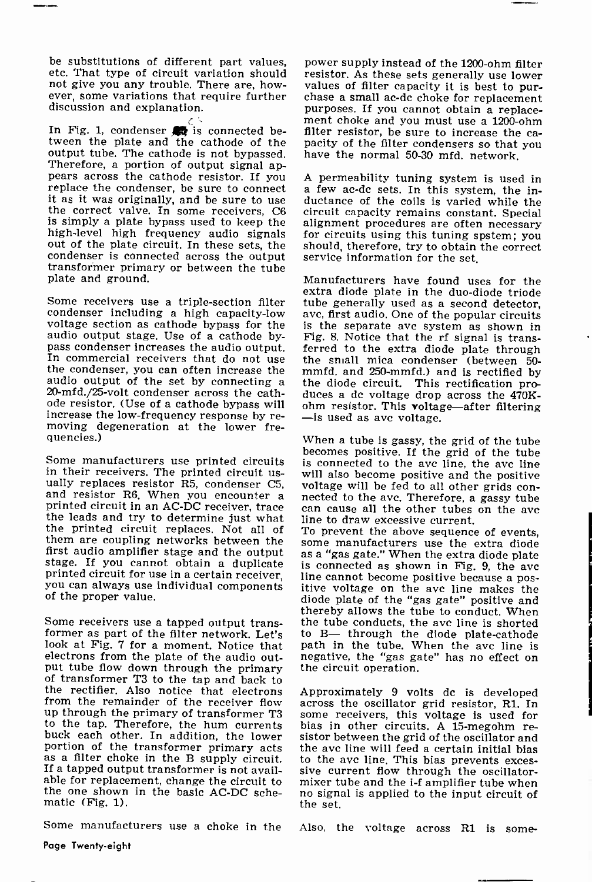be substitutions of different part values, etc. That type of circuit variation should not give you any trouble. There are, however, some variations that require further discussion and explanation.

In Fig. 1, condenser C6 is connected between the plate and the cathode of the output tube. The cathode is not bypassed. Therefore, a portion of output signal appears across the cathode resistor. If you replace the condenser, be sure to connect it as it was originally, and be sure to use the correct valve. In some receivers, C6 is simply a plate bypass used to keep the high-level high frequency audio signals out of the plate circuit. In these sets, the condenser is connected across the output transformer primary or between the tube plate and ground.

Some receivers use a triple-section filter condenser including a high capacity-low voltage section as cathode bypass for the audio output stage. Use of a cathode bypass condenser increases the audio output. In commercial receivers that do not use the condenser, you can often increase the audio output of the set by connecting a 20-mfd./25-volt condenser across the cathode resistor. (Use of a cathode bypass will increase the low-frequency response by removing degeneration at the lower frequencies.)

Some manufacturers use printed circuits in their receivers. The printed circuit usually replaces resistor R5, condenser C5, and resistor R6. When you encounter a printed circuit in an AC-DC receiver, trace the leads and try to determine just what the printed circuit replaces. Not all of them are coupling networks between the first audio amplifier stage and the output stage. If you cannot obtain a duplicate printed circuit for use in a certain receiver, you can always use individual components of the proper value.

Some receivers use a tapped output transformer as part of the filter network. Let's look at Fig. 7 for a moment. Notice that electrons from the plate of the audio output tube flow down through the primary of transformer T3 to the tap and back to the rectifier. Also notice that electrons from the remainder of the receiver flow up through the primary of transformer T3 to the tap. Therefore, the hum currents buck each other. In addition, the lower portion of the transformer primary acts as a filter choke in the B supply circuit. If a tapped output transformer is not available for replacement, change the circuit to the one shown in the basic AC-DC schematic (Fig. 1).

Some manufacturers use a choke in the power supply instead of the 1200-ohm filter resistor. As these sets generally use lower values of filter capacity it is best to purchase a small ac-dc choke for replacement purposes. If you cannot obtain a replacement choke and you must use a 1200-ohm filter resistor, be sure to increase the capacity of the filter condensers so that you have the normal 50-30 mfd. network.

A permeability tuning system is used in a few ac-dc sets. In this system, the inductance of the coils is varied while the circuit capacity remains constant. Special alignment procedures are often necessary for circuits using this tuning spstem; you should, therefore, try to obtain the correct service information for the set.

Manufacturers have found uses for the extra diode plate in the duo-diode triode tube generally used as a second detector, avc, first audio. One of the popular circuits is the separate avc system as shown in Fig. 8. Notice that the rf signal is transferred to the extra diode plate through the small mica condenser (between 50-mmfd. and 250-mmfd.) and is rectified by the diode circuit. This rectification produces a dc voltage drop across the 470K-ohm resistor. This voltage—after filtering—is used as avc voltage.

When a tube is gassy, the grid of the tube becomes positive. If the grid of the tube is connected to the avc line, the avc line will also become positive and the positive voltage will be fed to all other grids connected to the avc. Therefore, a gassy tube can cause all the other tubes on the avc line to draw excessive current.

To prevent the above sequence of events, some manufacturers use the extra diode as a "gas gate." When the extra diode plate is connected as shown in Fig. 9, the avc line cannot become positive because a positive voltage on the avc line makes the diode plate of the "gas gate" positive and thereby allows the tube to conduct. When the tube conducts, the avc line is shorted to B— through the diode plate-cathode path in the tube. When the avc line is negative, the "gas gate" has no effect on the circuit operation.

Approximately 9 volts dc is developed across the oscillator grid resistor, R1. In some receivers, this voltage is used for bias in other circuits. A 15-megohm resistor between the grid of the oscillator and the avc line will feed a certain initial bias to the avc line. This bias prevents excessive current flow through the oscillator-mixer tube and the i-f amplifier tube when no signal is applied to the input circuit of the set.

Also, the voltage across R1 is some-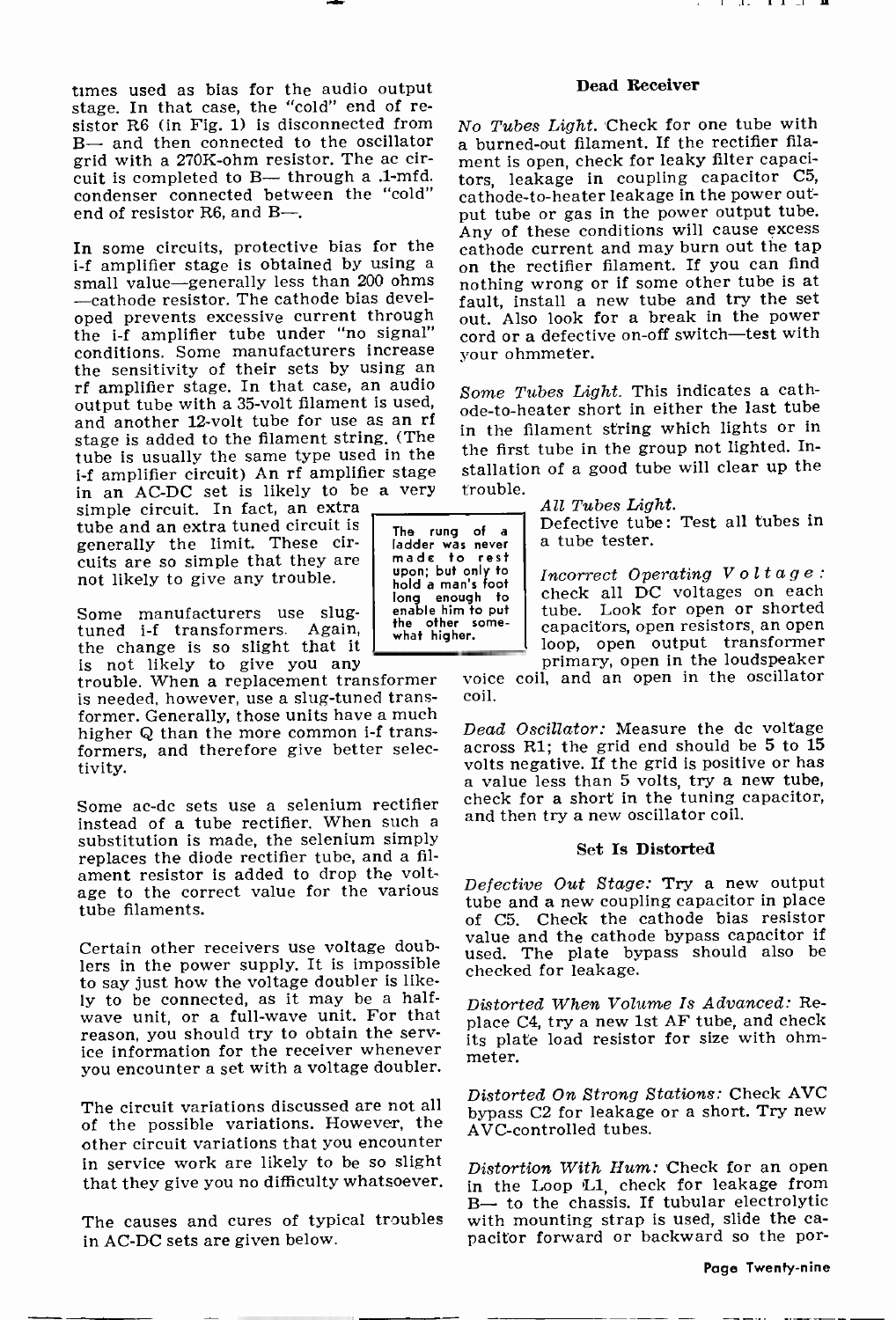times used as bias for the audio output stage. In that case, the "cold" end of resistor R6 (in Fig. 1) is disconnected from B— and then connected to the oscillator grid with a 270K-ohm resistor. The ac circuit is completed to B— through a .1-mfd. condenser connected between the "cold" end of resistor R6, and B—.

In some circuits, protective bias for the i-f amplifier stage is obtained by using a small value—generally less than 200 ohms—cathode resistor. The cathode bias developed prevents excessive current through the i-f amplifier tube under "no signal" conditions. Some manufacturers increase the sensitivity of their sets by using an rf amplifier stage. In that case, an audio output tube with a 35-volt filament is used, and another 12-volt tube for use as an rf stage is added to the filament string. (The tube is usually the same type used in the i-f amplifier circuit) An rf amplifier stage in an AC-DC set is likely to be a very simple circuit. In fact, an extra tube and an extra tuned circuit is generally the limit. These circuits are so simple that they are not likely to give any trouble.

Some manufacturers use slug-tuned i-f transformers. Again, the change is so slight that it is not likely to give you any trouble. When a replacement transformer is needed, however, use a slug-tuned transformer. Generally, those units have a much higher Q than the more common i-f transformers, and therefore give better selectivity.

> The rung of a ladder was never made to rest upon; but only to hold a man's foot long enough to enable him to put the other somewhat higher.

Some ac-dc sets use a selenium rectifier instead of a tube rectifier. When such a substitution is made, the selenium simply replaces the diode rectifier tube, and a filament resistor is added to drop the voltage to the correct value for the various tube filaments.

Certain other receivers use voltage doublers in the power supply. It is impossible to say just how the voltage doubler is likely to be connected, as it may be a half-wave unit, or a full-wave unit. For that reason, you should try to obtain the service information for the receiver whenever you encounter a set with a voltage doubler.

The circuit variations discussed are not all of the possible variations. However, the other circuit variations that you encounter in service work are likely to be so slight that they give you no difficulty whatsoever.

The causes and cures of typical troubles in AC-DC sets are given below.

### Dead Receiver

*No Tubes Light.* Check for one tube with a burned-out filament. If the rectifier filament is open, check for leaky filter capacitors, leakage in coupling capacitor C5, cathode-to-heater leakage in the power output tube or gas in the power output tube. Any of these conditions will cause excess cathode current and may burn out the tap on the rectifier filament. If you can find nothing wrong or if some other tube is at fault, install a new tube and try the set out. Also look for a break in the power cord or a defective on-off switch—test with your ohmmeter.

*Some Tubes Light.* This indicates a cathode-to-heater short in either the last tube in the filament string which lights or in the first tube in the group not lighted. Installation of a good tube will clear up the trouble.

*All Tubes Light.*

Defective tube: Test all tubes in a tube tester.

*Incorrect Operating Voltage:* check all DC voltages on each tube. Look for open or shorted capacitors, open resistors, an open loop, open output transformer primary, open in the loudspeaker voice coil, and an open in the oscillator coil.

*Dead Oscillator:* Measure the dc voltage across R1; the grid end should be 5 to 15 volts negative. If the grid is positive or has a value less than 5 volts, try a new tube, check for a short in the tuning capacitor, and then try a new oscillator coil.

### Set Is Distorted

*Defective Out Stage:* Try a new output tube and a new coupling capacitor in place of C5. Check the cathode bias resistor value and the cathode bypass capacitor if used. The plate bypass should also be checked for leakage.

*Distorted When Volume Is Advanced:* Replace C4, try a new 1st AF tube, and check its plate load resistor for size with ohmmeter.

*Distorted On Strong Stations:* Check AVC bypass C2 for leakage or a short. Try new AVC-controlled tubes.

*Distortion With Hum:* Check for an open in the Loop L1, check for leakage from B— to the chassis. If tubular electrolytic with mounting strap is used, slide the capacitor forward or backward so the por-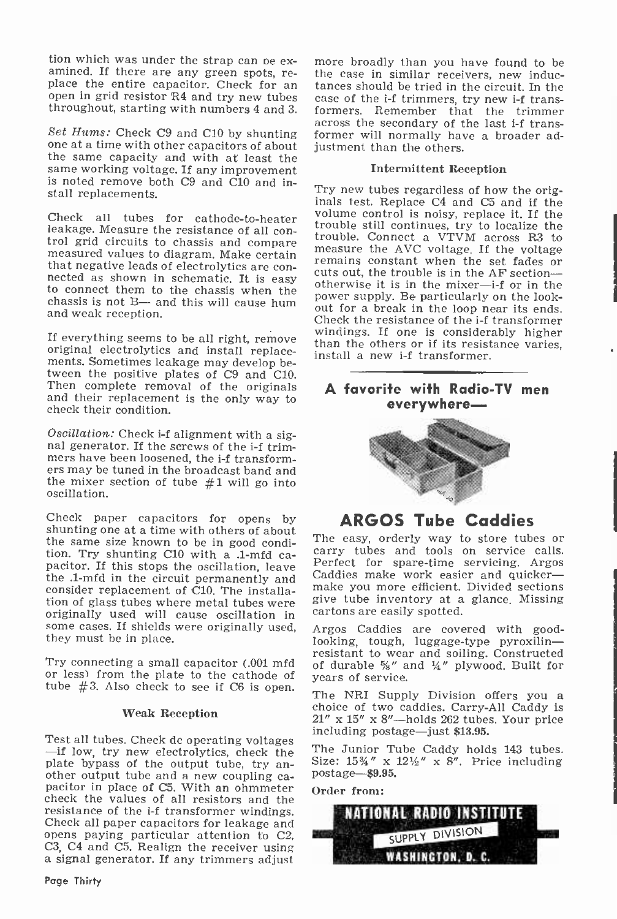tion which was under the strap can be examined. If there are any green spots, replace the entire capacitor. Check for an open in grid resistor R4 and try new tubes throughout, starting with numbers 4 and 3.

*Set Hums:* Check C9 and C10 by shunting one at a time with other capacitors of about the same capacity and with at least the same working voltage. If any improvement is noted remove both C9 and C10 and install replacements.

Check all tubes for cathode-to-heater leakage. Measure the resistance of all control grid circuits to chassis and compare measured values to diagram. Make certain that negative leads of electrolytics are connected as shown in schematic. It is easy to connect them to the chassis when the chassis is not B— and this will cause hum and weak reception.

If everything seems to be all right, remove original electrolytics and install replacements. Sometimes leakage may develop between the positive plates of C9 and C10. Then complete removal of the originals and their replacement is the only way to check their condition.

*Oscillation:* Check i-f alignment with a signal generator. If the screws of the i-f trimmers have been loosened, the i-f transformers may be tuned in the broadcast band and the mixer section of tube #1 will go into oscillation.

Check paper capacitors for opens by shunting one at a time with others of about the same size known to be in good condition. Try shunting C10 with a .1-mfd capacitor. If this stops the oscillation, leave the .1-mfd in the circuit permanently and consider replacement of C10. The installation of glass tubes where metal tubes were originally used will cause oscillation in some cases. If shields were originally used, they must be in place.

Try connecting a small capacitor (.001 mfd or less) from the plate to the cathode of tube #3. Also check to see if C6 is open.

### Weak Reception

Test all tubes. Check dc operating voltages —if low, try new electrolytics, check the plate bypass of the output tube, try another output tube and a new coupling capacitor in place of C5. With an ohmmeter check the values of all resistors and the resistance of the i-f transformer windings. Check all paper capacitors for leakage and opens paying particular attention to C2, C3, C4 and C5. Realign the receiver using a signal generator. If any trimmers adjust more broadly than you have found to be the case in similar receivers, new inductances should be tried in the circuit. In the case of the i-f trimmers, try new i-f transformers. Remember that the trimmer across the secondary of the last i-f transformer will normally have a broader adjustment than the others.

### Intermittent Reception

Try new tubes regardless of how the originals test. Replace C4 and C5 and if the volume control is noisy, replace it. If the trouble still continues, try to localize the trouble. Connect a VTVM across R3 to measure the AVC voltage. If the voltage remains constant when the set fades or cuts out, the trouble is in the AF section—otherwise it is in the mixer—i-f or in the power supply. Be particularly on the lookout for a break in the loop near its ends. Check the resistance of the i-f transformer windings. If one is considerably higher than the others or if its resistance varies, install a new i-f transformer.

---

**A favorite with Radio-TV men everywhere—**

## ARGOS Tube Caddies

The easy, orderly way to store tubes or carry tubes and tools on service calls. Perfect for spare-time servicing. Argos Caddies make work easier and quicker—make you more efficient. Divided sections give tube inventory at a glance. Missing cartons are easily spotted.

Argos Caddies are covered with good-looking, tough, luggage-type pyroxilin—resistant to wear and soiling. Constructed of durable ⅝" and ¼" plywood. Built for years of service.

The NRI Supply Division offers you a choice of two caddies. Carry-All Caddy is 21" x 15" x 8"—holds 262 tubes. Your price including postage—just $13.95.

The Junior Tube Caddy holds 143 tubes. Size: 15¾" x 12½" x 8". Price including postage—$9.95.

**Order from:**

**NATIONAL RADIO INSTITUTE**
SUPPLY DIVISION
**WASHINGTON, D. C.**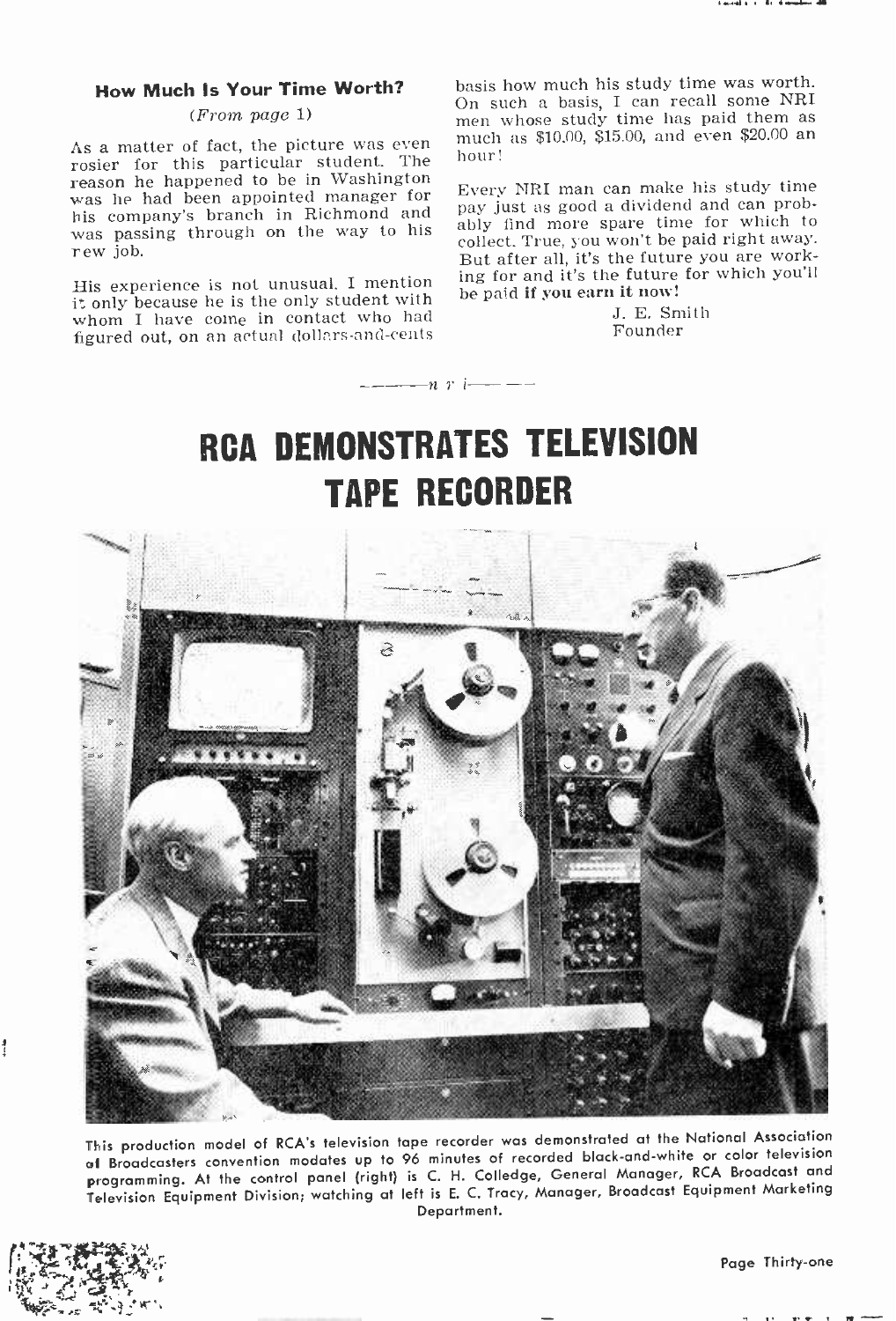### How Much Is Your Time Worth?

*(From page 1)*

As a matter of fact, the picture was even rosier for this particular student. The reason he happened to be in Washington was he had been appointed manager for his company's branch in Richmond and was passing through on the way to his new job.

His experience is not unusual. I mention it only because he is the only student with whom I have come in contact who had figured out, on an actual dollars-and-cents basis how much his study time was worth. On such a basis, I can recall some NRI men whose study time has paid them as much as $10.00, $15.00, and even $20.00 an hour!

Every NRI man can make his study time pay just as good a dividend and can probably find more spare time for which to collect. True, you won't be paid right away. But after all, it's the future you are working for and it's the future for which you'll be paid **if you earn it now!**

J. E. Smith
Founder

— n r i —

# RCA DEMONSTRATES TELEVISION TAPE RECORDER

This production model of RCA's television tape recorder was demonstrated at the National Association of Broadcasters convention modates up to 96 minutes of recorded black-and-white or color television programming. At the control panel (right) is C. H. Colledge, General Manager, RCA Broadcast and Television Equipment Division; watching at left is E. C. Tracy, Manager, Broadcast Equipment Marketing Department.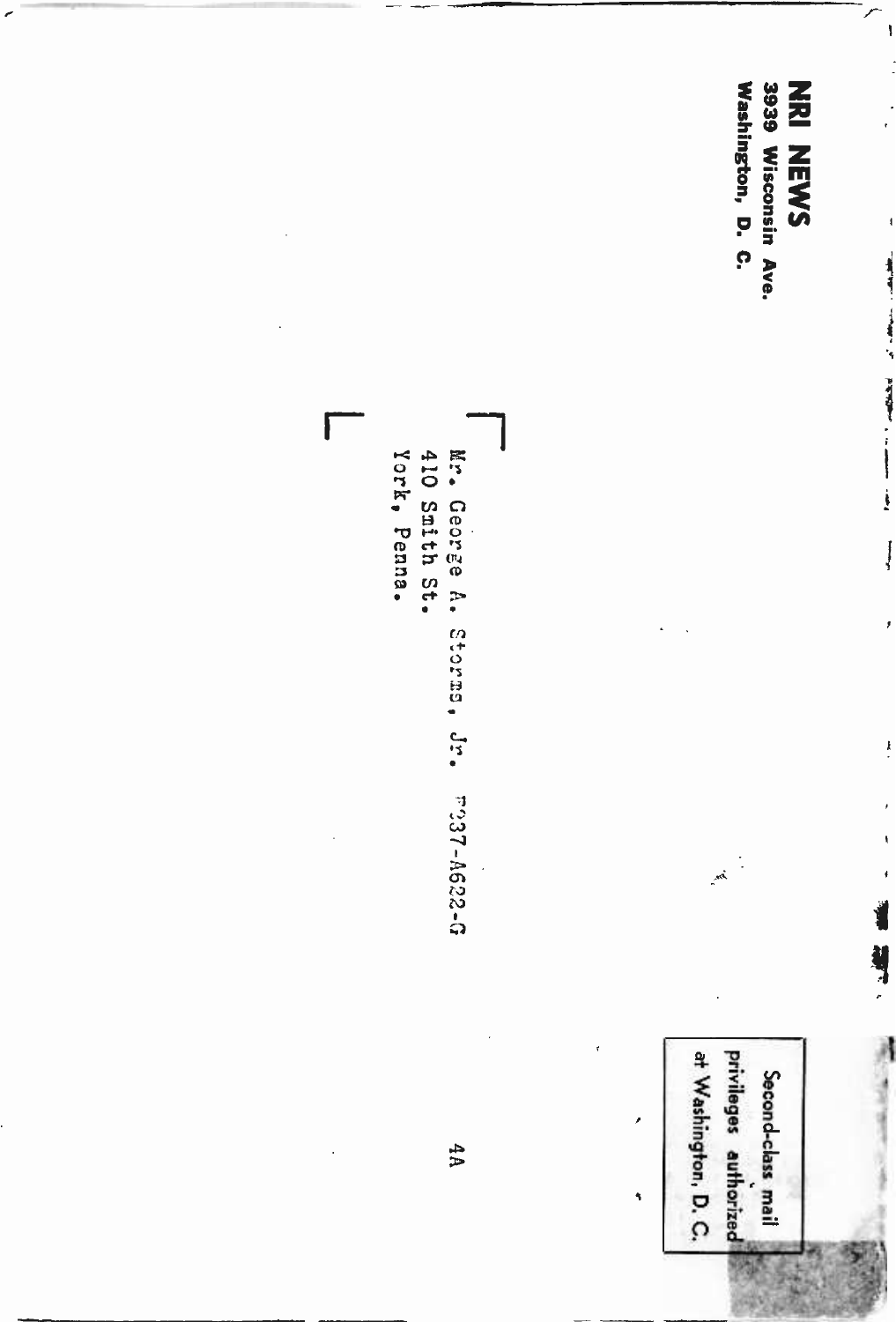**NRI NEWS**
**3939 Wisconsin Ave.**
**Washington, D. C.**

Mr. George A. Storms, Jr. F?37-A622-G
410 Smith St.
York, Penna.

4A

Second-class mail
privileges authorized
at Washington, D. C.